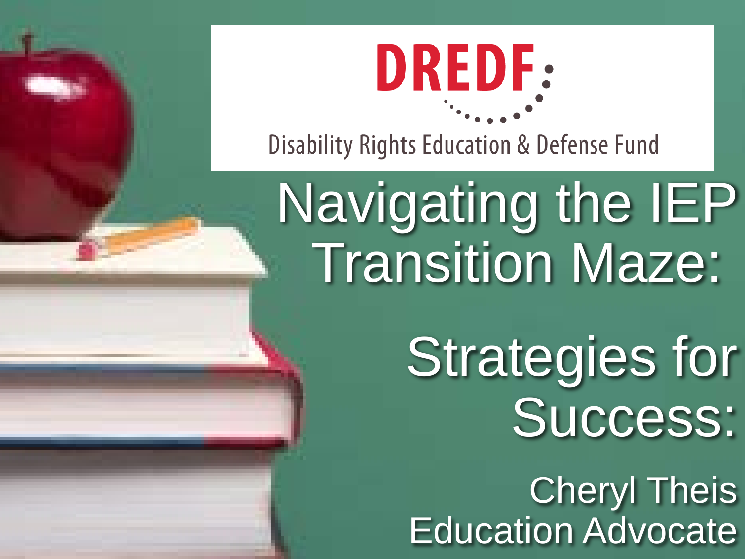DREDF

Disability Rights Education & Defense Fund

# Navigating the IEP Transition Maze:

## Strategies for Success:

Cheryl Theis
Education Advocate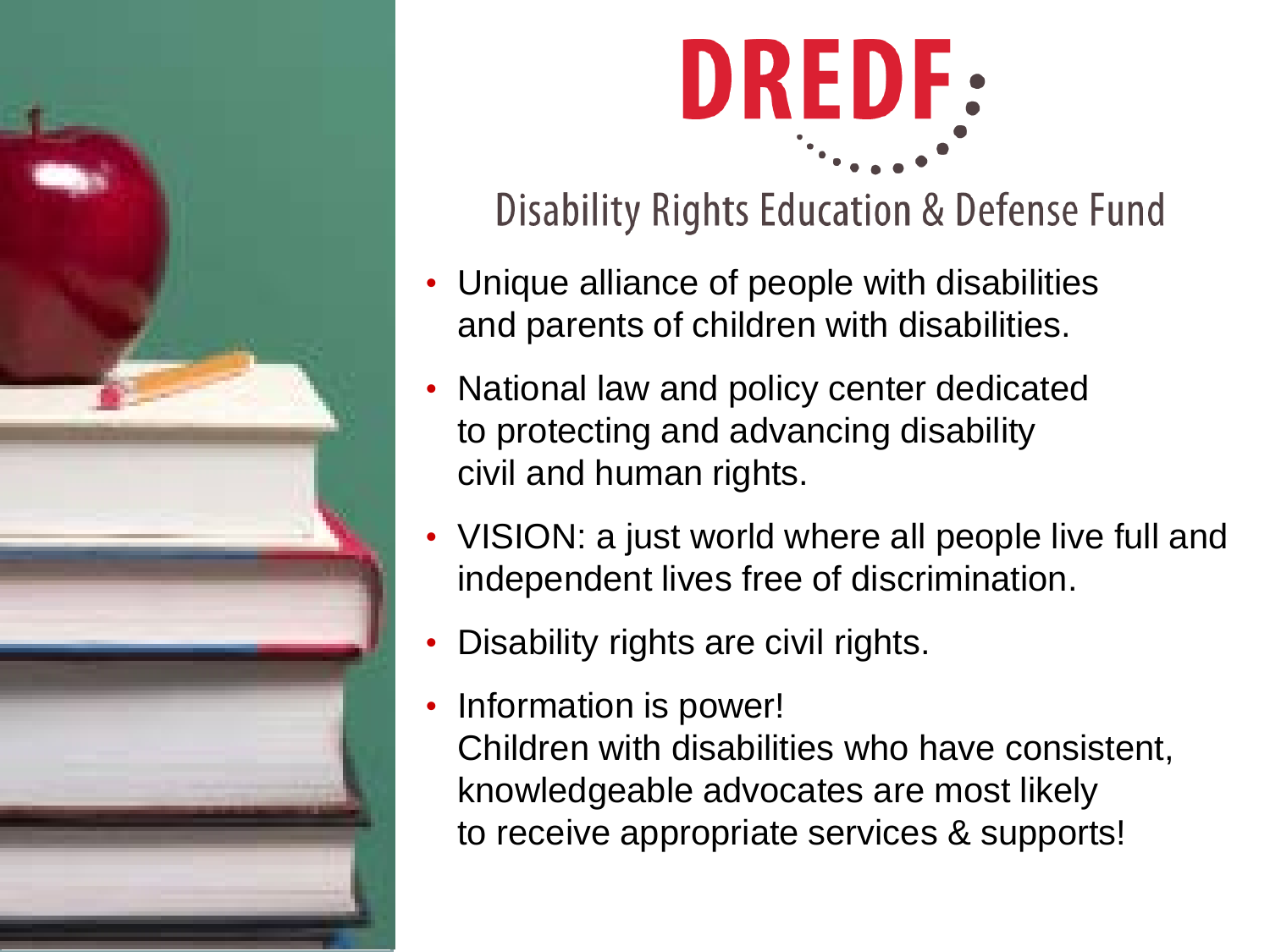# DREDF

## Disability Rights Education & Defense Fund

- Unique alliance of people with disabilities and parents of children with disabilities.
- National law and policy center dedicated to protecting and advancing disability civil and human rights.
- VISION: a just world where all people live full and independent lives free of discrimination.
- Disability rights are civil rights.
- Information is power!
  Children with disabilities who have consistent, knowledgeable advocates are most likely to receive appropriate services & supports!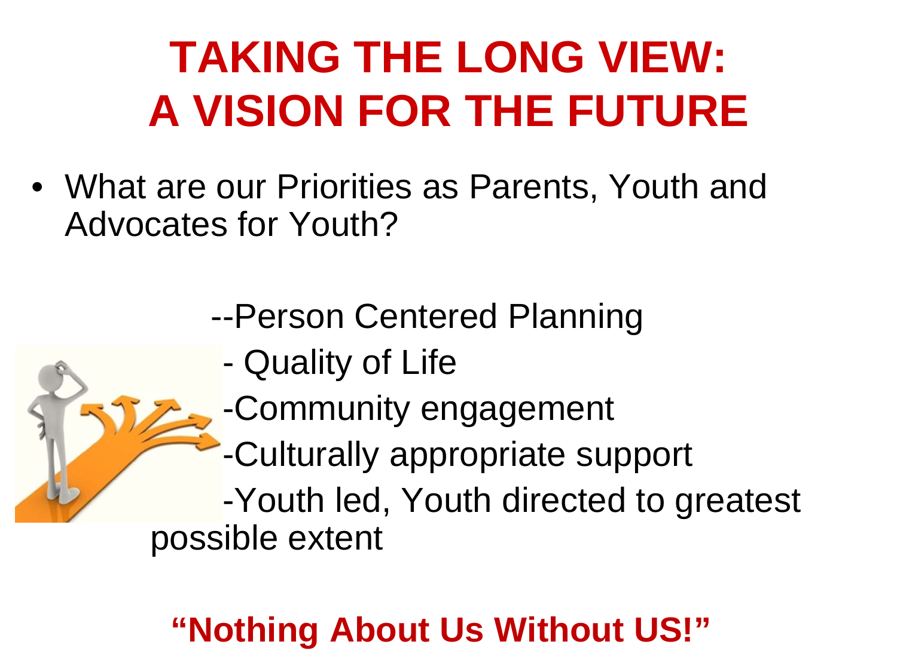# TAKING THE LONG VIEW: A VISION FOR THE FUTURE

- What are our Priorities as Parents, Youth and Advocates for Youth?

--Person Centered Planning

- Quality of Life

-Community engagement

-Culturally appropriate support

-Youth led, Youth directed to greatest possible extent

**"Nothing About Us Without US!"**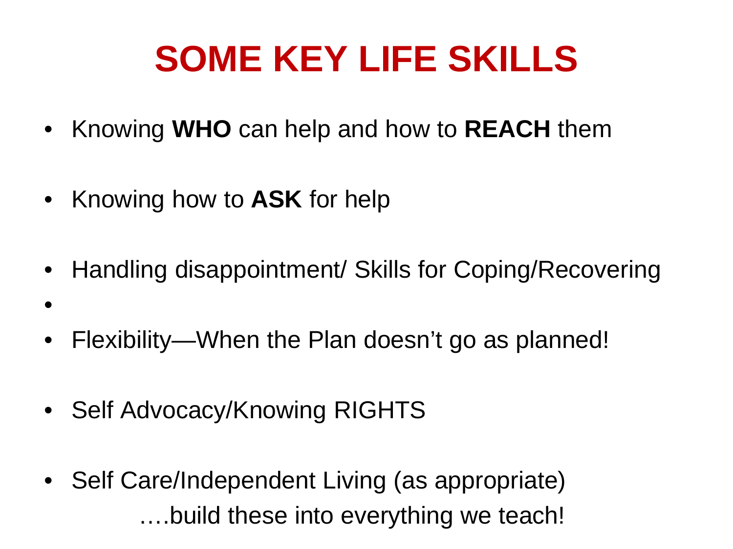# SOME KEY LIFE SKILLS

- Knowing **WHO** can help and how to **REACH** them
- Knowing how to **ASK** for help
- Handling disappointment/ Skills for Coping/Recovering
- 
- Flexibility—When the Plan doesn't go as planned!
- Self Advocacy/Knowing RIGHTS
- Self Care/Independent Living (as appropriate)

….build these into everything we teach!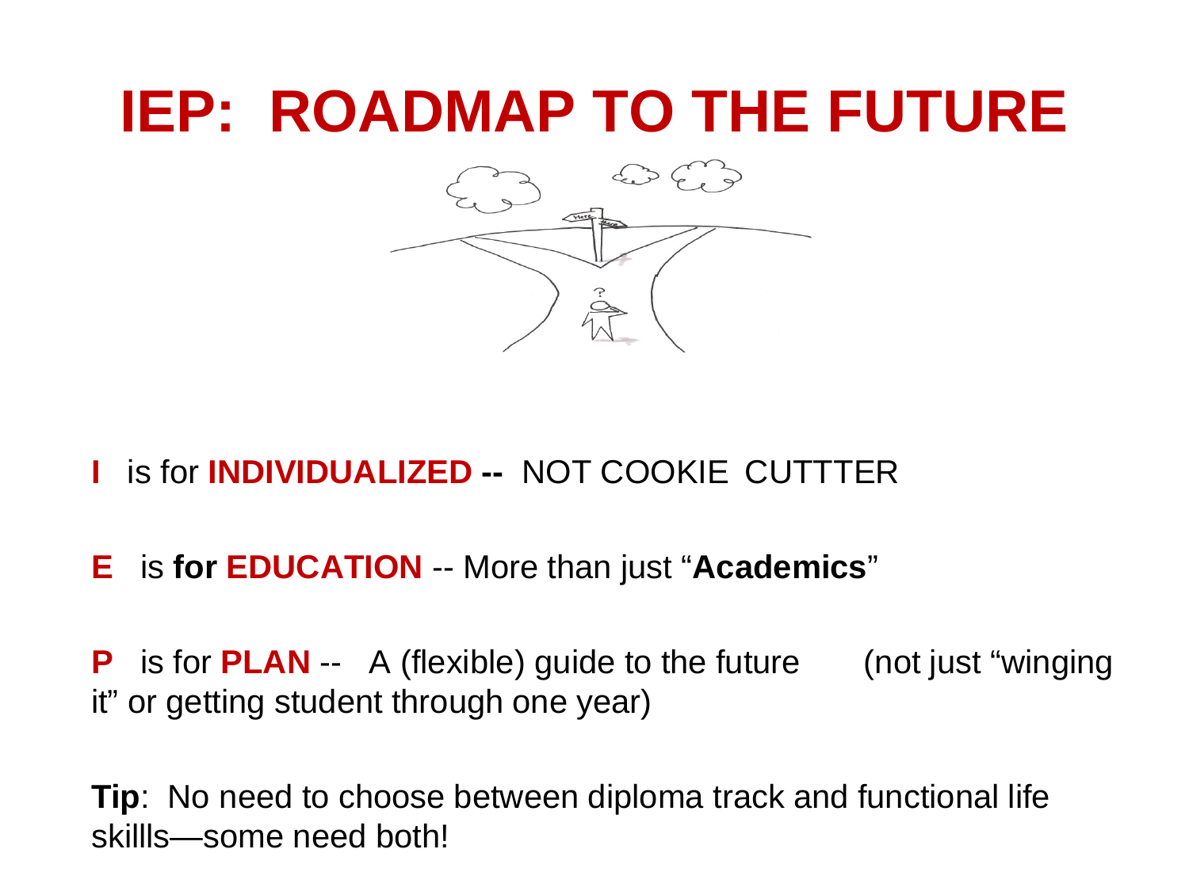# IEP: ROADMAP TO THE FUTURE

**I** is for **INDIVIDUALIZED --** NOT COOKIE CUTTTER

**E** is **for EDUCATION** -- More than just "**Academics**"

**P** is for **PLAN** -- A (flexible) guide to the future (not just "winging it" or getting student through one year)

**Tip**: No need to choose between diploma track and functional life skillls—some need both!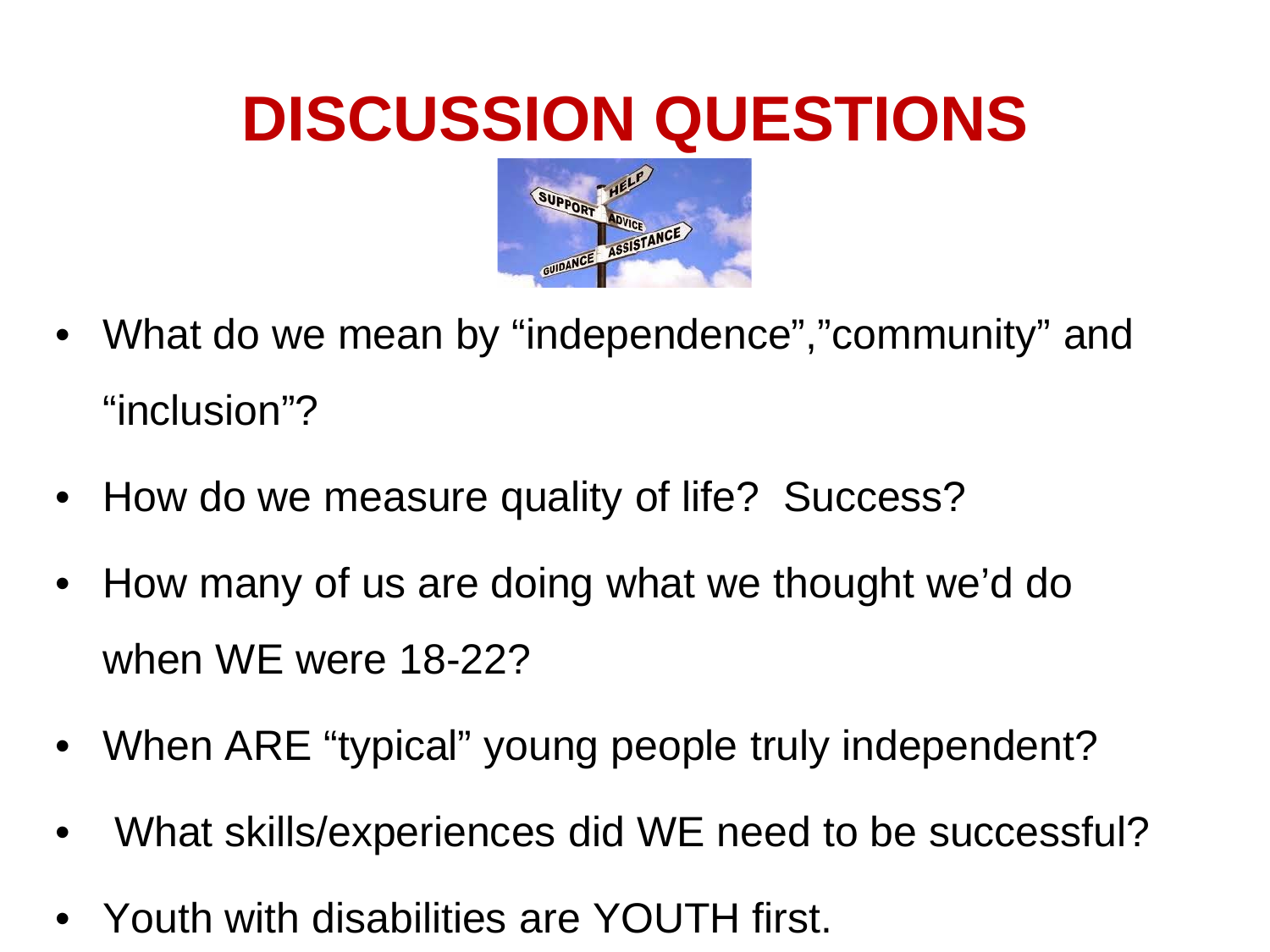# DISCUSSION QUESTIONS

- What do we mean by "independence","community" and "inclusion"?
- How do we measure quality of life? Success?
- How many of us are doing what we thought we'd do when WE were 18-22?
- When ARE "typical" young people truly independent?
- What skills/experiences did WE need to be successful?
- Youth with disabilities are YOUTH first.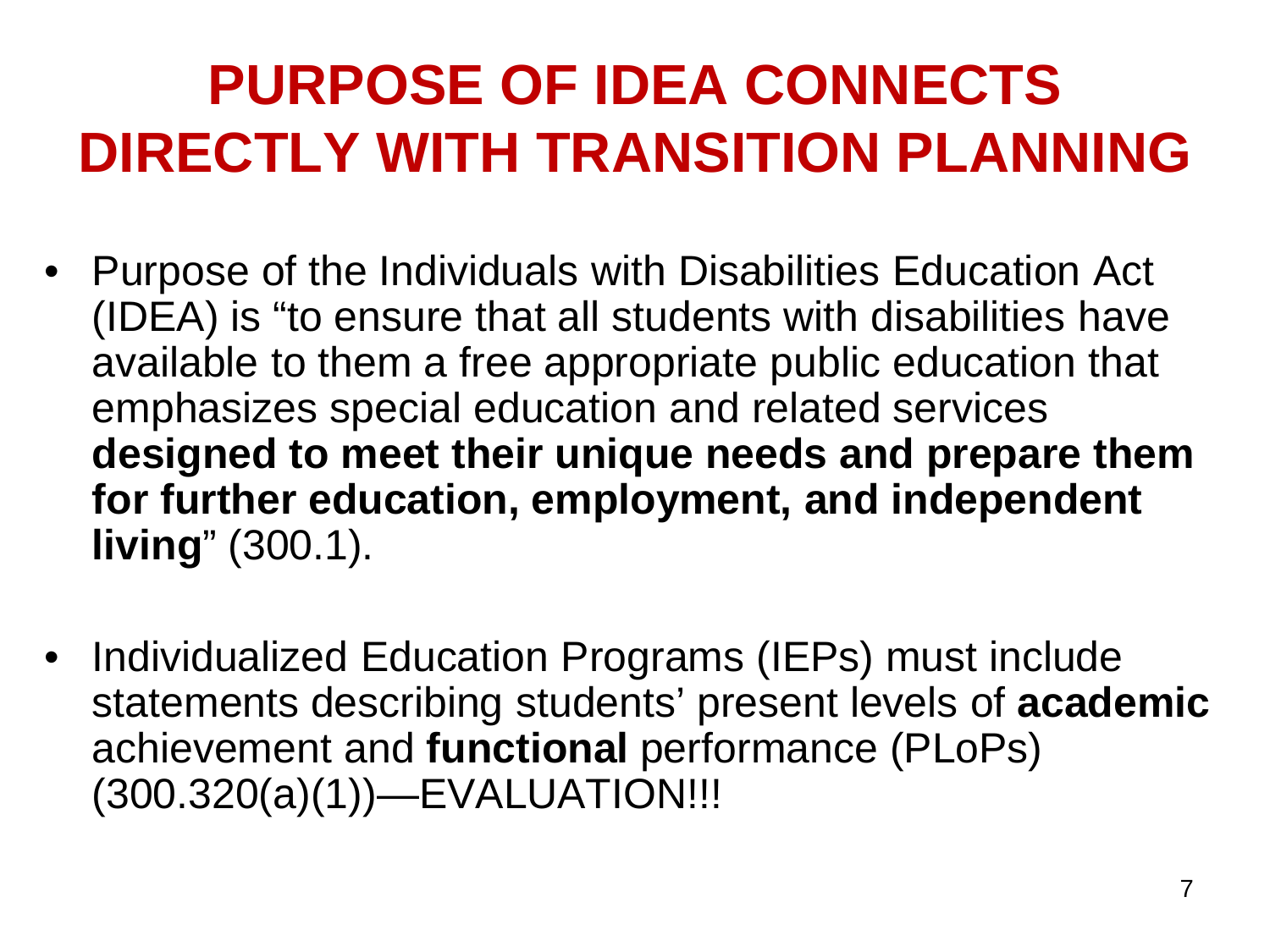# PURPOSE OF IDEA CONNECTS DIRECTLY WITH TRANSITION PLANNING

- Purpose of the Individuals with Disabilities Education Act (IDEA) is "to ensure that all students with disabilities have available to them a free appropriate public education that emphasizes special education and related services **designed to meet their unique needs and prepare them for further education, employment, and independent living**" (300.1).

- Individualized Education Programs (IEPs) must include statements describing students' present levels of **academic** achievement and **functional** performance (PLoPs) (300.320(a)(1))—EVALUATION!!!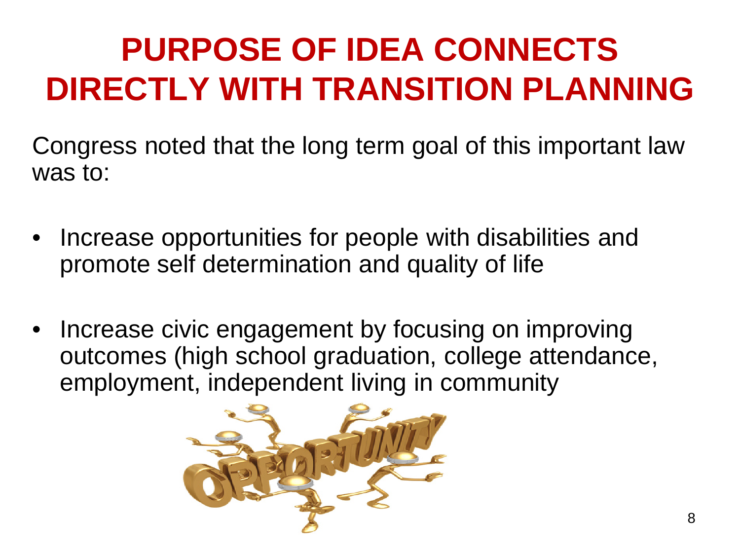# PURPOSE OF IDEA CONNECTS DIRECTLY WITH TRANSITION PLANNING

Congress noted that the long term goal of this important law was to:

- Increase opportunities for people with disabilities and promote self determination and quality of life
- Increase civic engagement by focusing on improving outcomes (high school graduation, college attendance, employment, independent living in community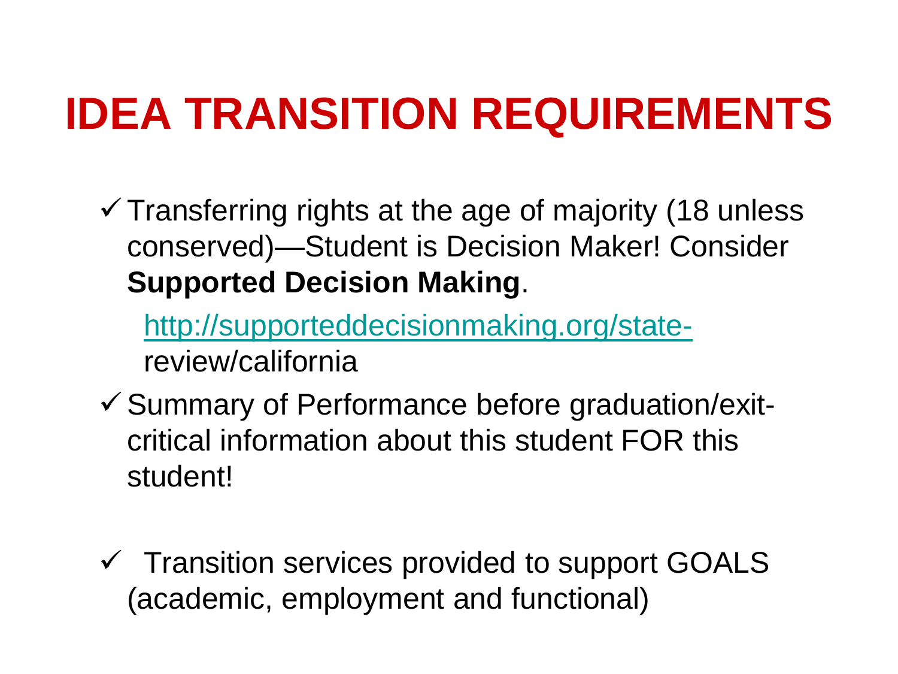# IDEA TRANSITION REQUIREMENTS

- ✓ Transferring rights at the age of majority (18 unless conserved)—Student is Decision Maker! Consider **Supported Decision Making**.

  http://supporteddecisionmaking.org/state-review/california

- ✓ Summary of Performance before graduation/exit-critical information about this student FOR this student!

- ✓ Transition services provided to support GOALS (academic, employment and functional)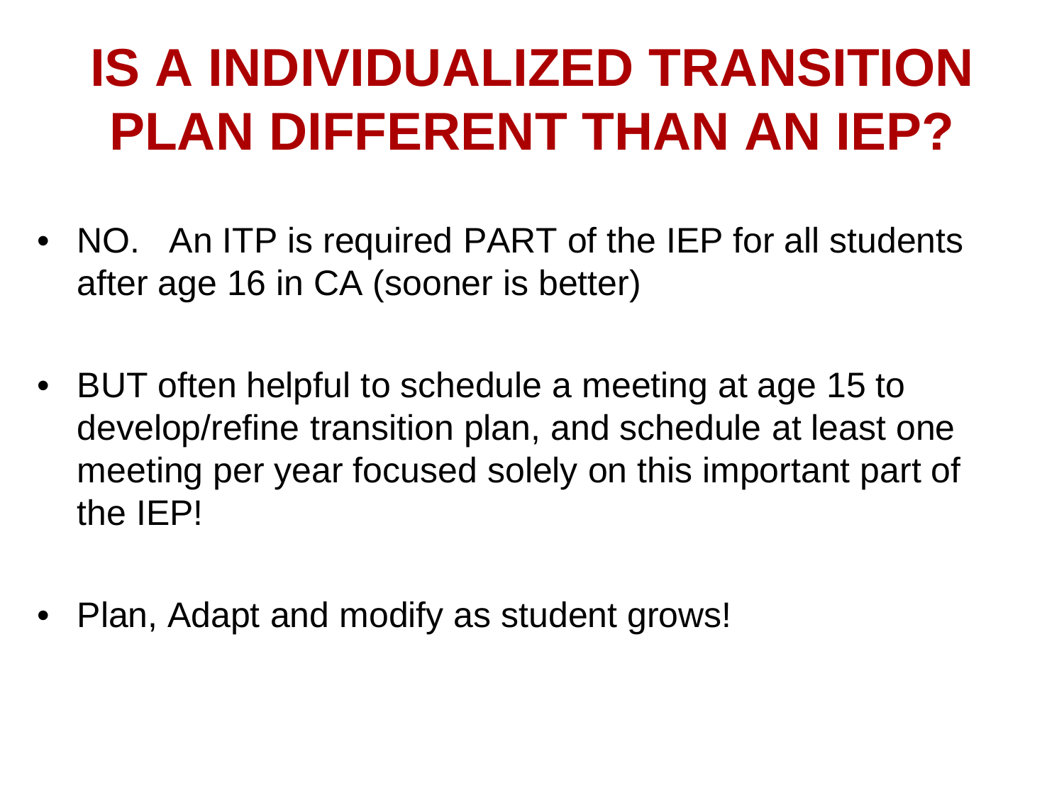# IS A INDIVIDUALIZED TRANSITION PLAN DIFFERENT THAN AN IEP?

- NO. An ITP is required PART of the IEP for all students after age 16 in CA (sooner is better)
- BUT often helpful to schedule a meeting at age 15 to develop/refine transition plan, and schedule at least one meeting per year focused solely on this important part of the IEP!
- Plan, Adapt and modify as student grows!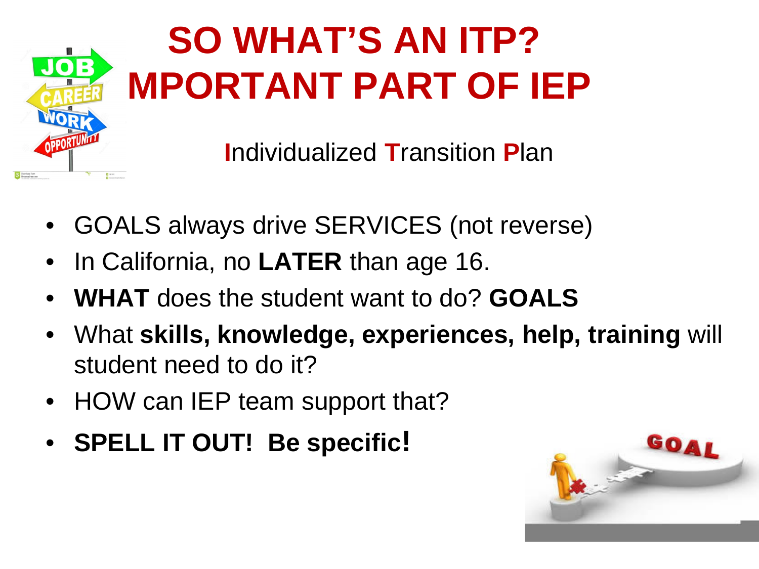# SO WHAT'S AN ITP? MPORTANT PART OF IEP

**I**ndividualized **T**ransition **P**lan

- GOALS always drive SERVICES (not reverse)
- In California, no **LATER** than age 16.
- **WHAT** does the student want to do? **GOALS**
- What **skills, knowledge, experiences, help, training** will student need to do it?
- HOW can IEP team support that?
- **SPELL IT OUT! Be specific!**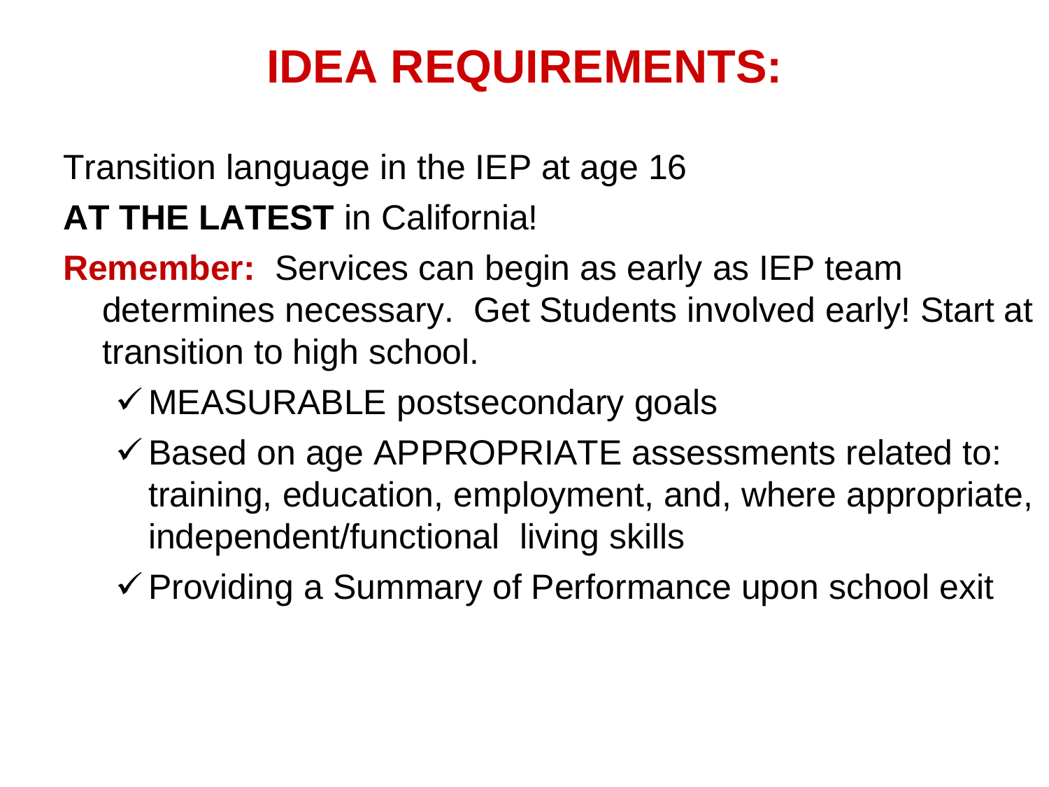# IDEA REQUIREMENTS:

Transition language in the IEP at age 16

**AT THE LATEST** in California!

**Remember:** Services can begin as early as IEP team determines necessary. Get Students involved early! Start at transition to high school.

- ✓ MEASURABLE postsecondary goals
- ✓ Based on age APPROPRIATE assessments related to: training, education, employment, and, where appropriate, independent/functional living skills
- ✓ Providing a Summary of Performance upon school exit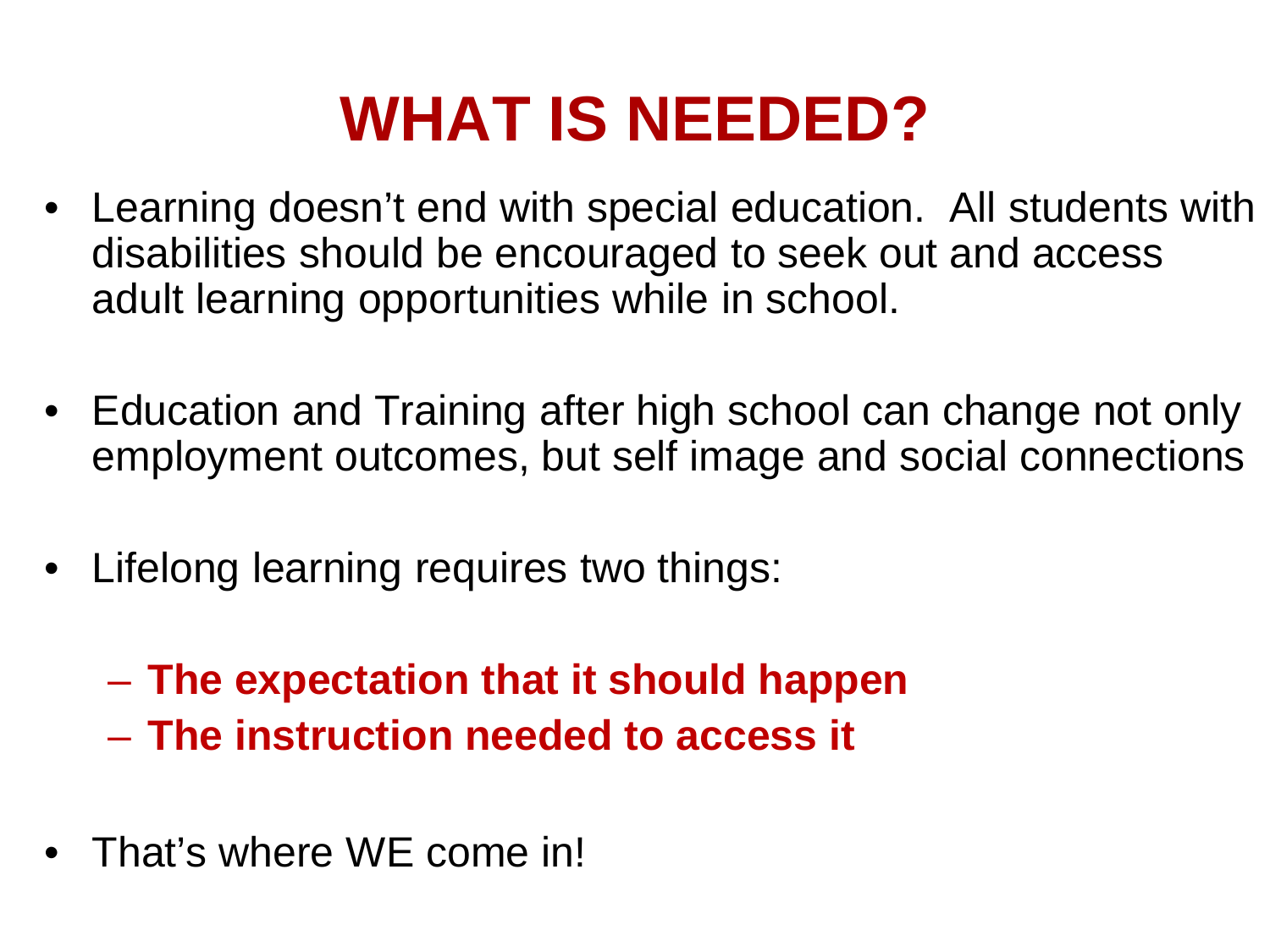# WHAT IS NEEDED?

- Learning doesn't end with special education. All students with disabilities should be encouraged to seek out and access adult learning opportunities while in school.

- Education and Training after high school can change not only employment outcomes, but self image and social connections

- Lifelong learning requires two things:

  - **The expectation that it should happen**
  - **The instruction needed to access it**

- That's where WE come in!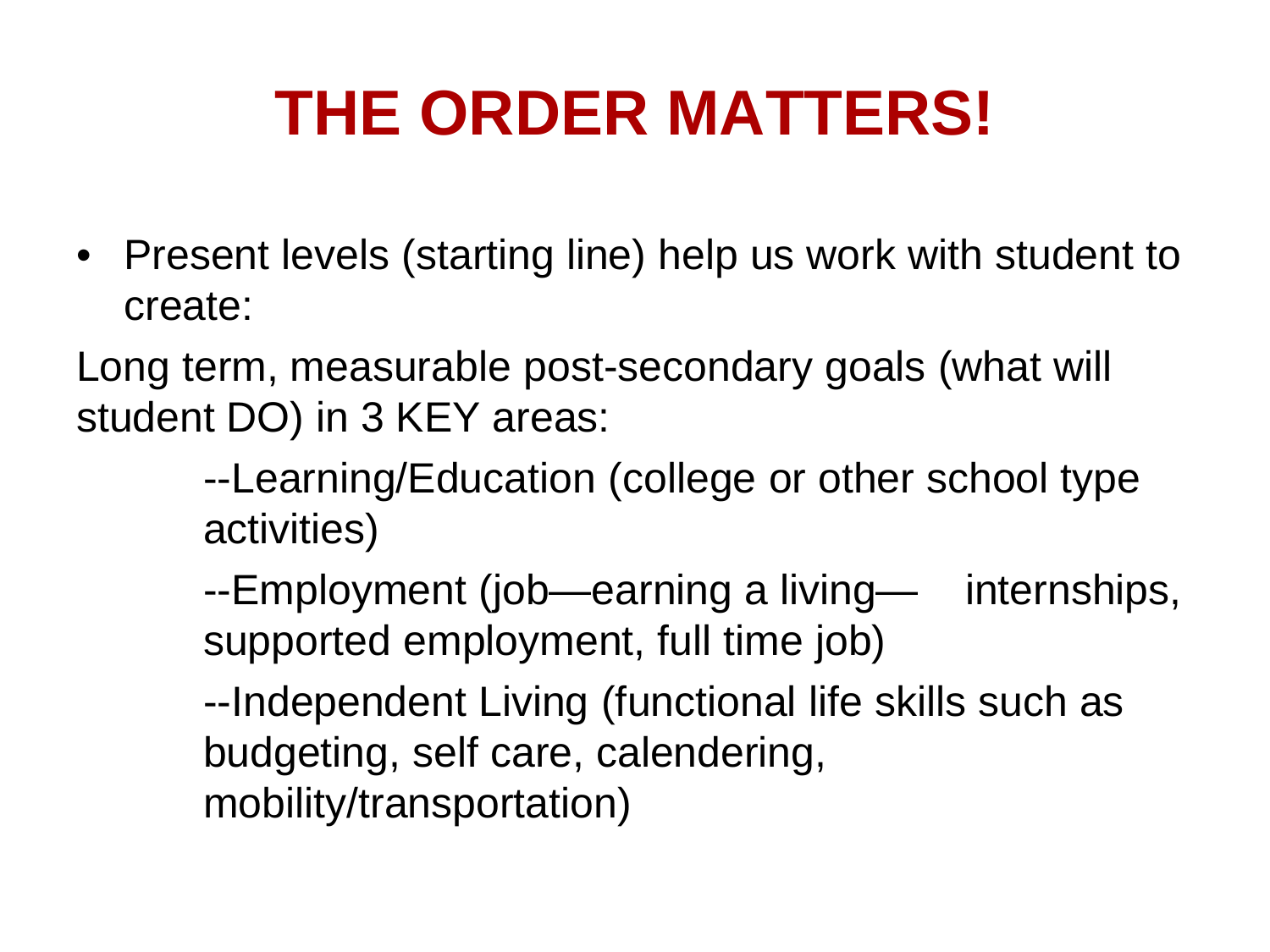# THE ORDER MATTERS!

- Present levels (starting line) help us work with student to create:

Long term, measurable post-secondary goals (what will student DO) in 3 KEY areas:

--Learning/Education (college or other school type activities)

--Employment (job—earning a living— internships, supported employment, full time job)

--Independent Living (functional life skills such as budgeting, self care, calendering, mobility/transportation)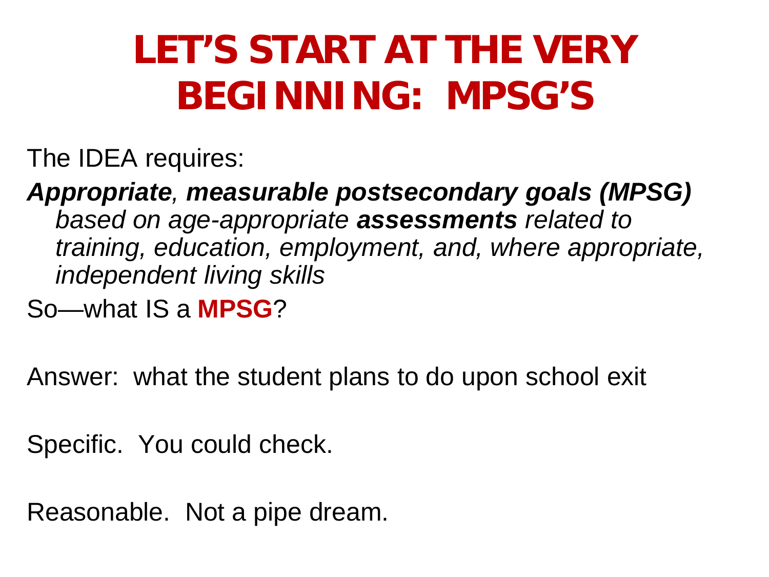# LET'S START AT THE VERY BEGINNING: MPSG'S

The IDEA requires:

***Appropriate**, **measurable postsecondary goals (MPSG)** based on age-appropriate **assessments** related to training, education, employment, and, where appropriate, independent living skills*

So—what IS a **MPSG**?

Answer: what the student plans to do upon school exit

Specific. You could check.

Reasonable. Not a pipe dream.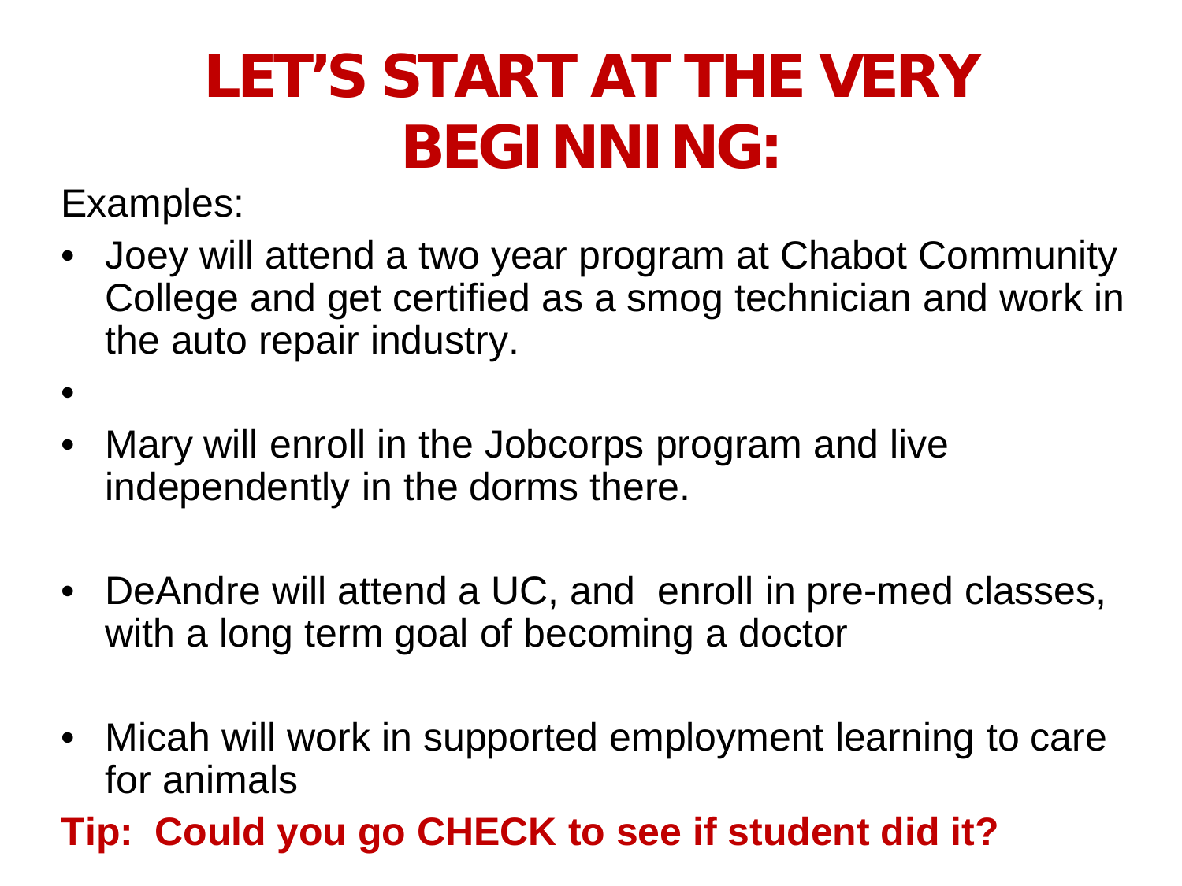# LET'S START AT THE VERY BEGINNING:

Examples:

- Joey will attend a two year program at Chabot Community College and get certified as a smog technician and work in the auto repair industry.
- 
- Mary will enroll in the Jobcorps program and live independently in the dorms there.
- DeAndre will attend a UC, and enroll in pre-med classes, with a long term goal of becoming a doctor
- Micah will work in supported employment learning to care for animals

**Tip: Could you go CHECK to see if student did it?**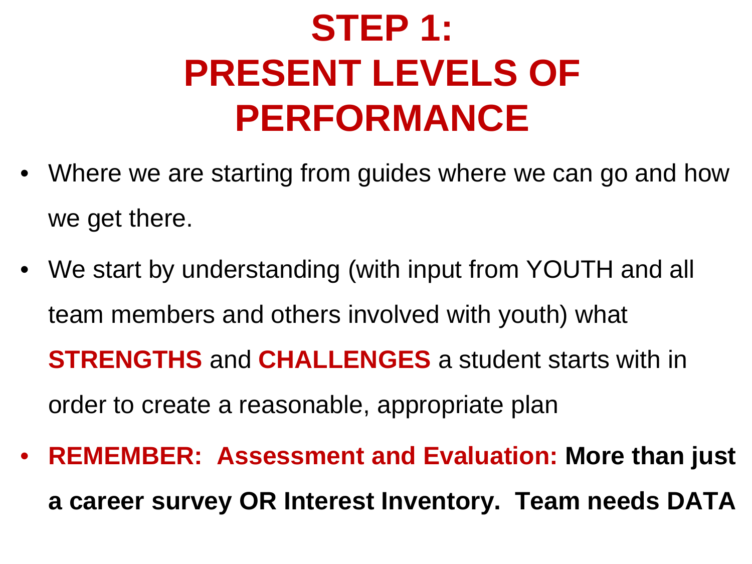# STEP 1: PRESENT LEVELS OF PERFORMANCE

- Where we are starting from guides where we can go and how we get there.
- We start by understanding (with input from YOUTH and all team members and others involved with youth) what **STRENGTHS** and **CHALLENGES** a student starts with in order to create a reasonable, appropriate plan
- **REMEMBER: Assessment and Evaluation: More than just a career survey OR Interest Inventory. Team needs DATA**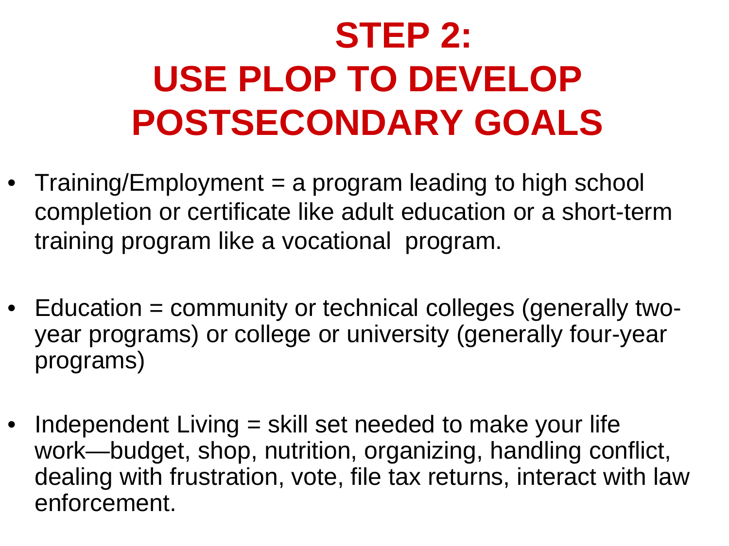# STEP 2: USE PLOP TO DEVELOP POSTSECONDARY GOALS

- Training/Employment = a program leading to high school completion or certificate like adult education or a short-term training program like a vocational program.
- Education = community or technical colleges (generally two-year programs) or college or university (generally four-year programs)
- Independent Living = skill set needed to make your life work—budget, shop, nutrition, organizing, handling conflict, dealing with frustration, vote, file tax returns, interact with law enforcement.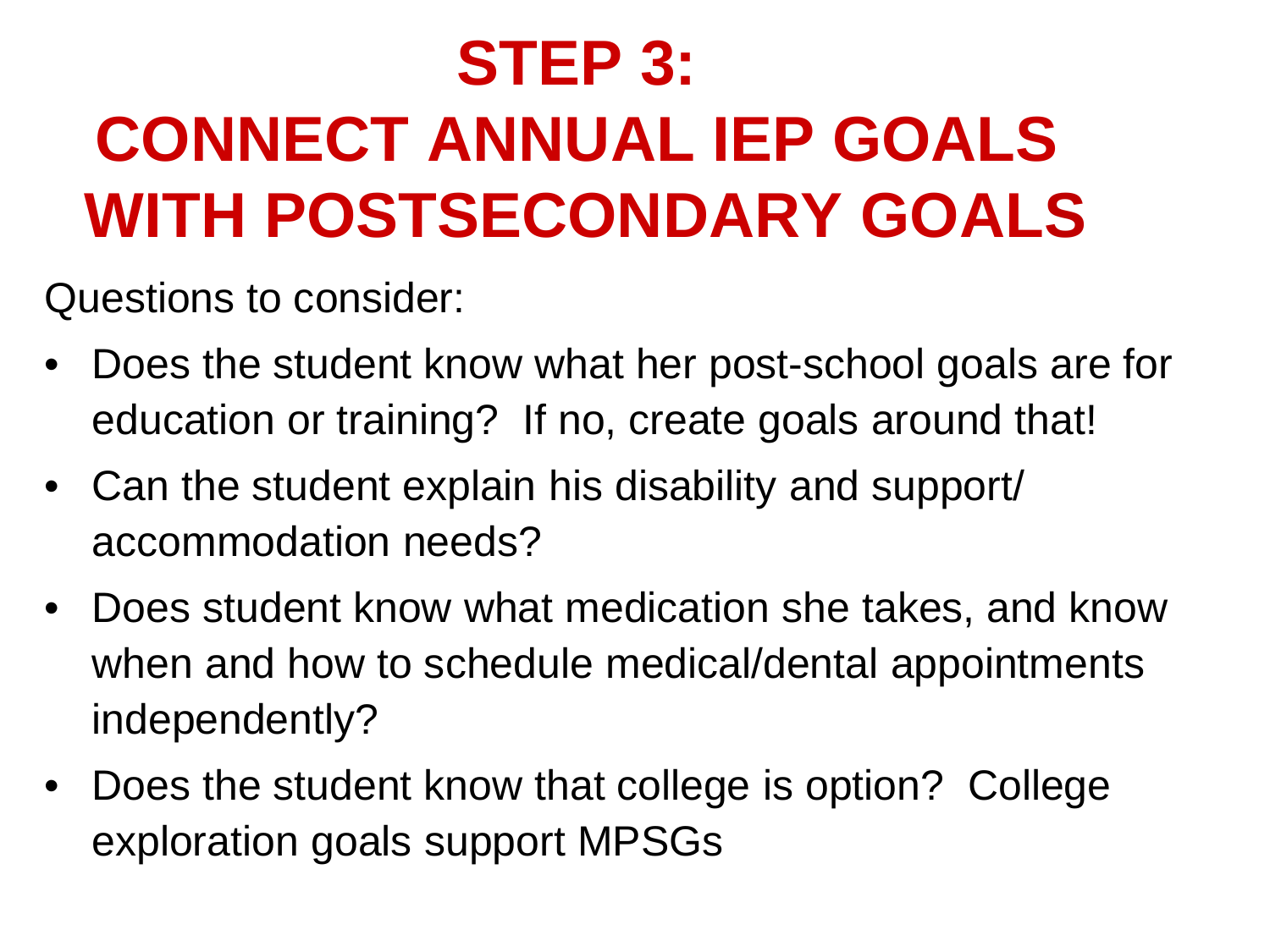# STEP 3: CONNECT ANNUAL IEP GOALS WITH POSTSECONDARY GOALS

Questions to consider:

- Does the student know what her post-school goals are for education or training? If no, create goals around that!
- Can the student explain his disability and support/ accommodation needs?
- Does student know what medication she takes, and know when and how to schedule medical/dental appointments independently?
- Does the student know that college is option? College exploration goals support MPSGs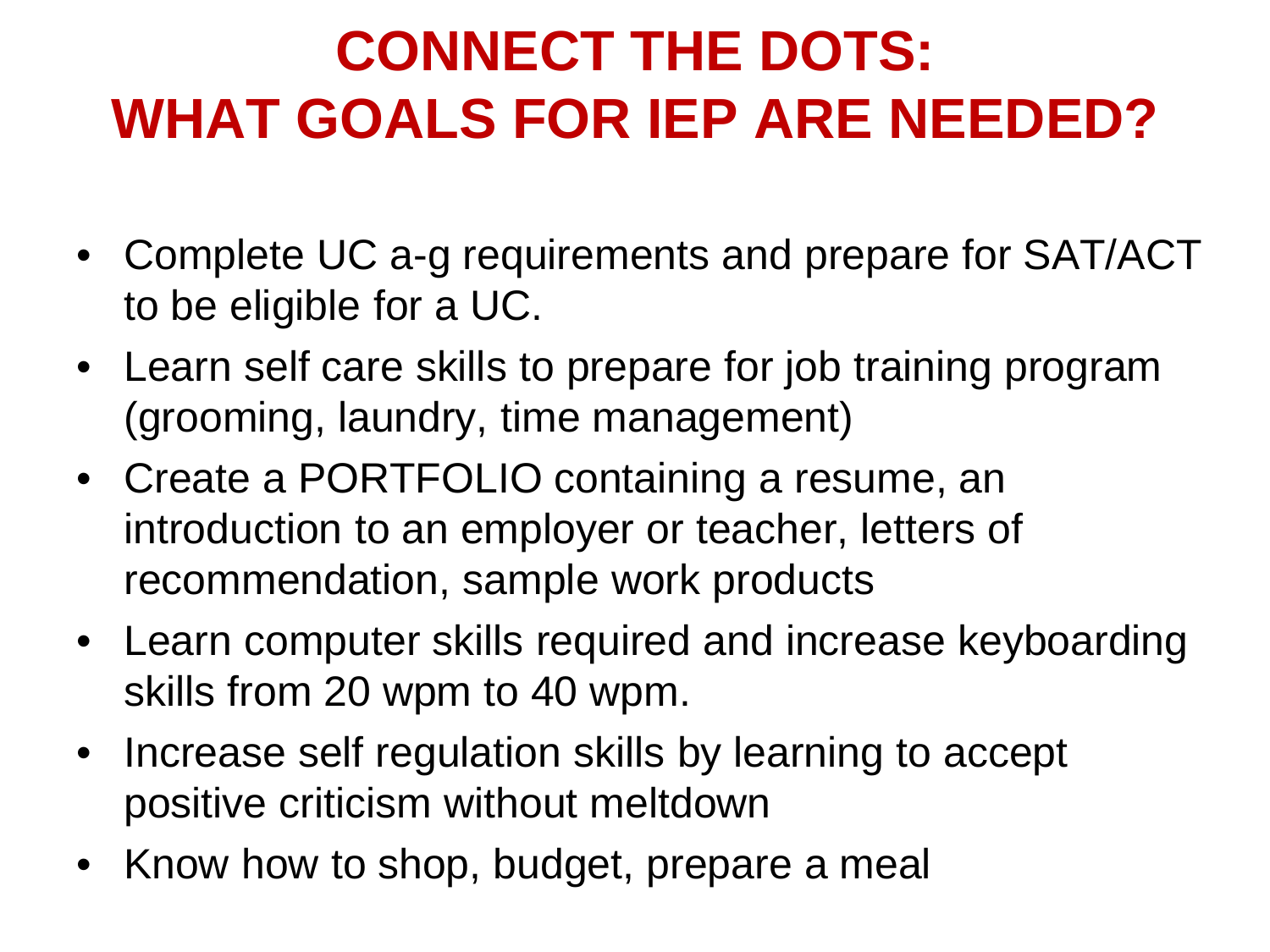# CONNECT THE DOTS: WHAT GOALS FOR IEP ARE NEEDED?

- Complete UC a-g requirements and prepare for SAT/ACT to be eligible for a UC.
- Learn self care skills to prepare for job training program (grooming, laundry, time management)
- Create a PORTFOLIO containing a resume, an introduction to an employer or teacher, letters of recommendation, sample work products
- Learn computer skills required and increase keyboarding skills from 20 wpm to 40 wpm.
- Increase self regulation skills by learning to accept positive criticism without meltdown
- Know how to shop, budget, prepare a meal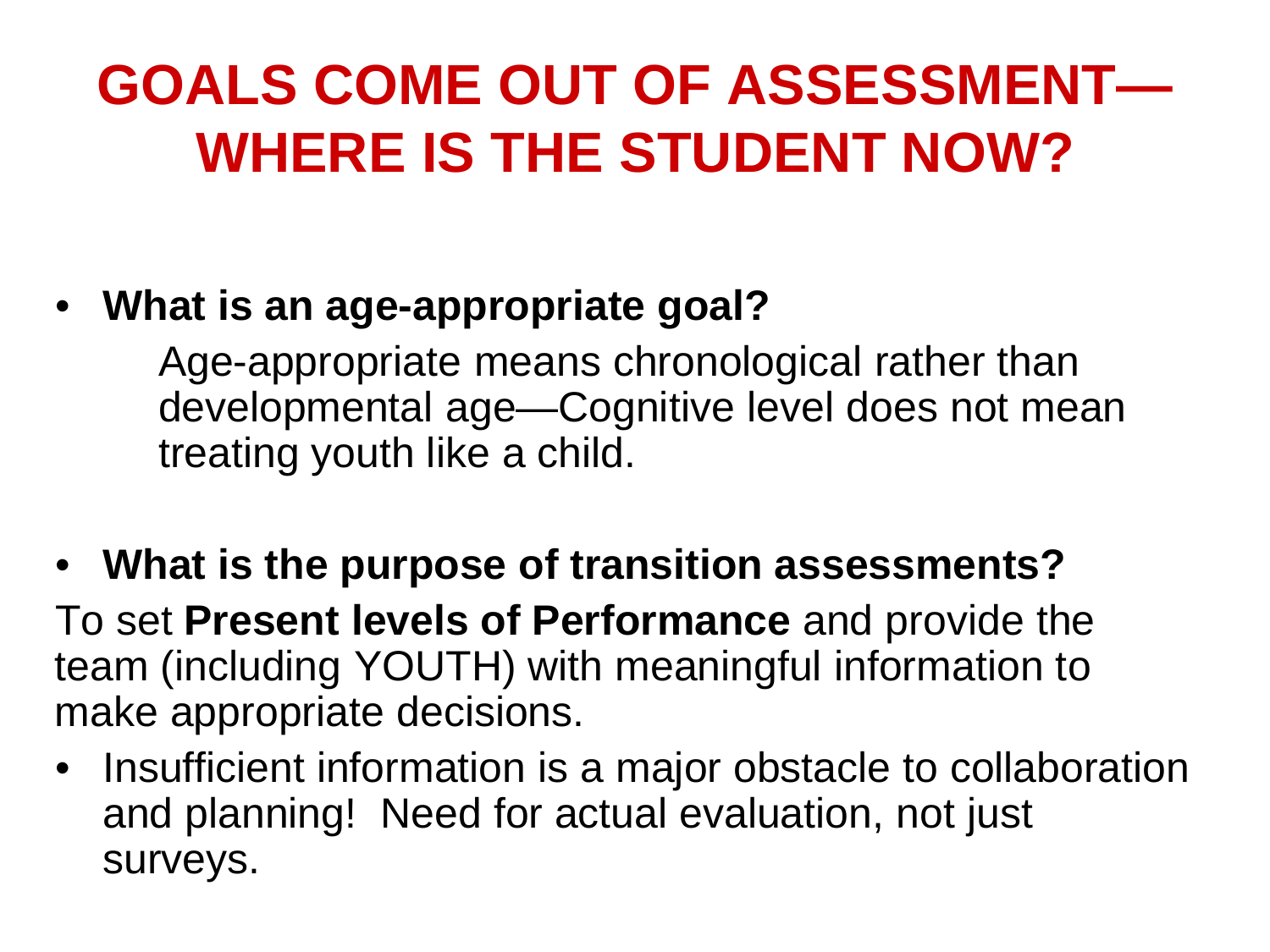# GOALS COME OUT OF ASSESSMENT—WHERE IS THE STUDENT NOW?

- **What is an age-appropriate goal?**

  Age-appropriate means chronological rather than developmental age—Cognitive level does not mean treating youth like a child.

- **What is the purpose of transition assessments?**

To set **Present levels of Performance** and provide the team (including YOUTH) with meaningful information to make appropriate decisions.

- Insufficient information is a major obstacle to collaboration and planning! Need for actual evaluation, not just surveys.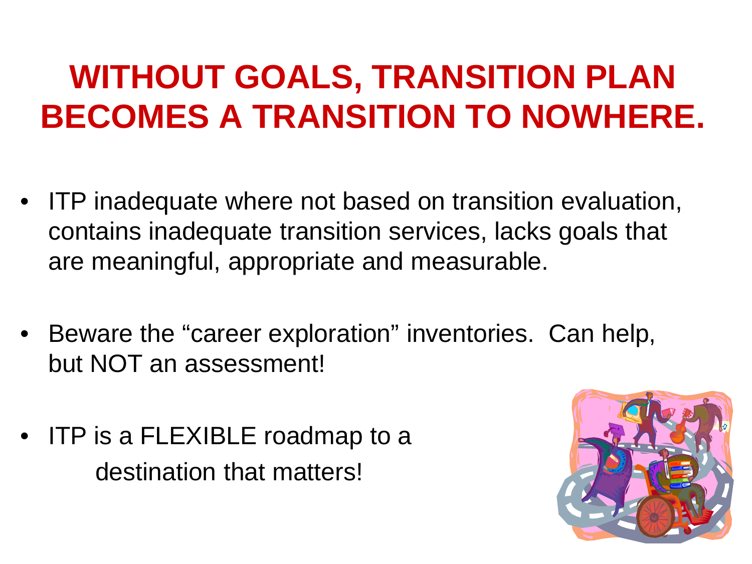# WITHOUT GOALS, TRANSITION PLAN BECOMES A TRANSITION TO NOWHERE.

- ITP inadequate where not based on transition evaluation, contains inadequate transition services, lacks goals that are meaningful, appropriate and measurable.
- Beware the "career exploration" inventories. Can help, but NOT an assessment!
- ITP is a FLEXIBLE roadmap to a destination that matters!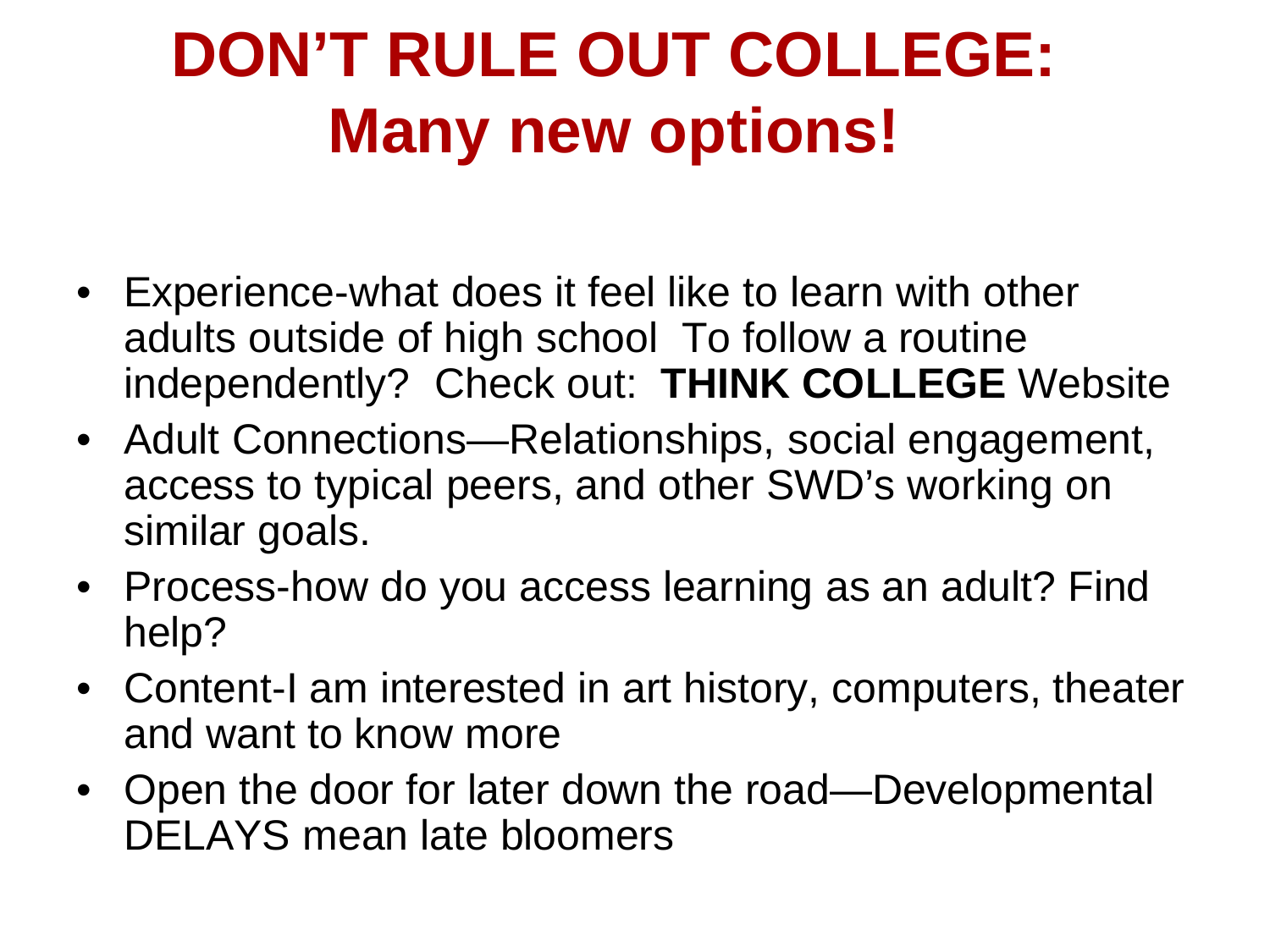# DON'T RULE OUT COLLEGE: Many new options!

- Experience-what does it feel like to learn with other adults outside of high school  To follow a routine independently?  Check out:  **THINK COLLEGE** Website
- Adult Connections—Relationships, social engagement, access to typical peers, and other SWD's working on similar goals.
- Process-how do you access learning as an adult? Find help?
- Content-I am interested in art history, computers, theater and want to know more
- Open the door for later down the road—Developmental DELAYS mean late bloomers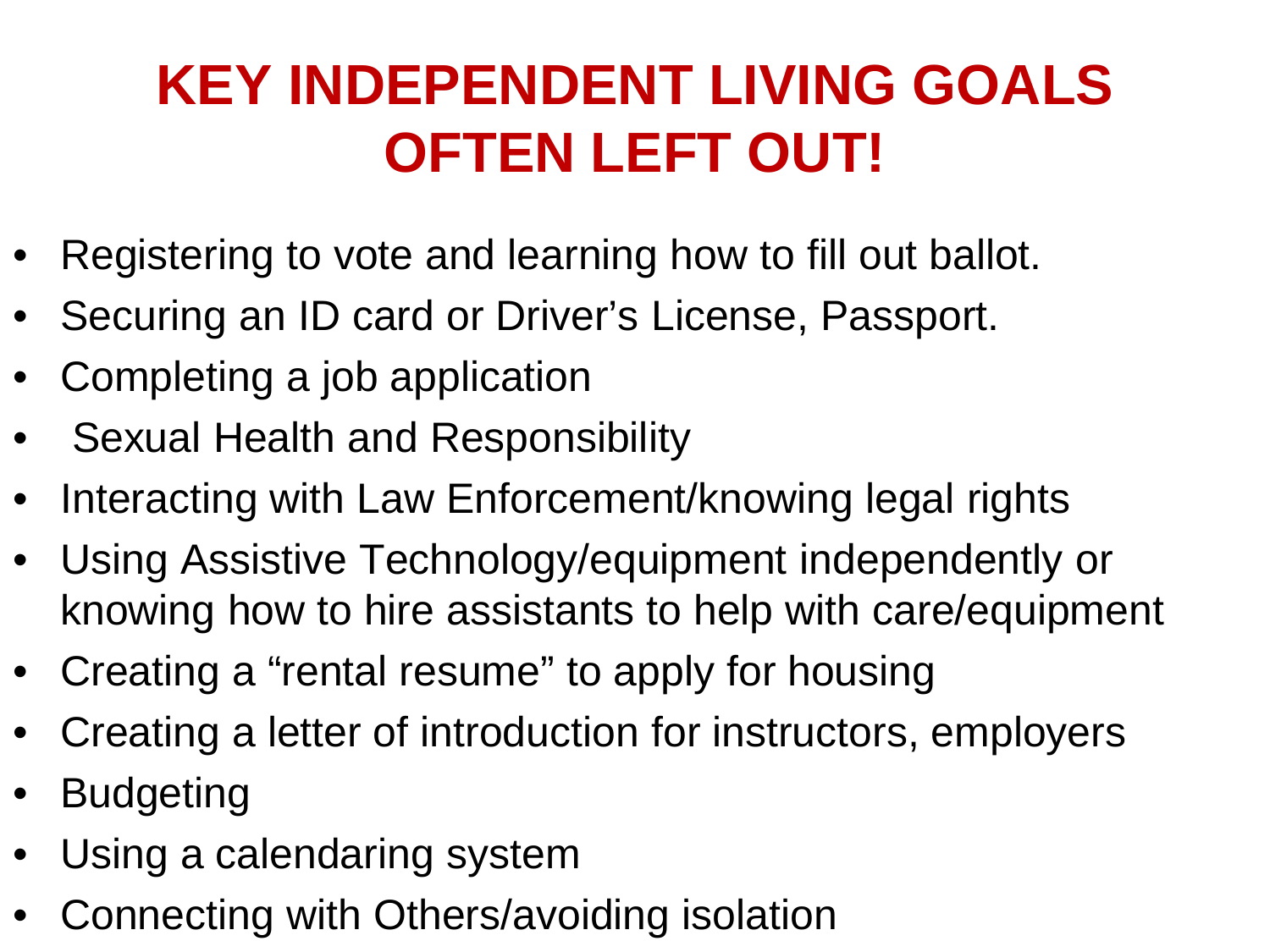# KEY INDEPENDENT LIVING GOALS OFTEN LEFT OUT!

- Registering to vote and learning how to fill out ballot.
- Securing an ID card or Driver's License, Passport.
- Completing a job application
- Sexual Health and Responsibility
- Interacting with Law Enforcement/knowing legal rights
- Using Assistive Technology/equipment independently or knowing how to hire assistants to help with care/equipment
- Creating a "rental resume" to apply for housing
- Creating a letter of introduction for instructors, employers
- Budgeting
- Using a calendaring system
- Connecting with Others/avoiding isolation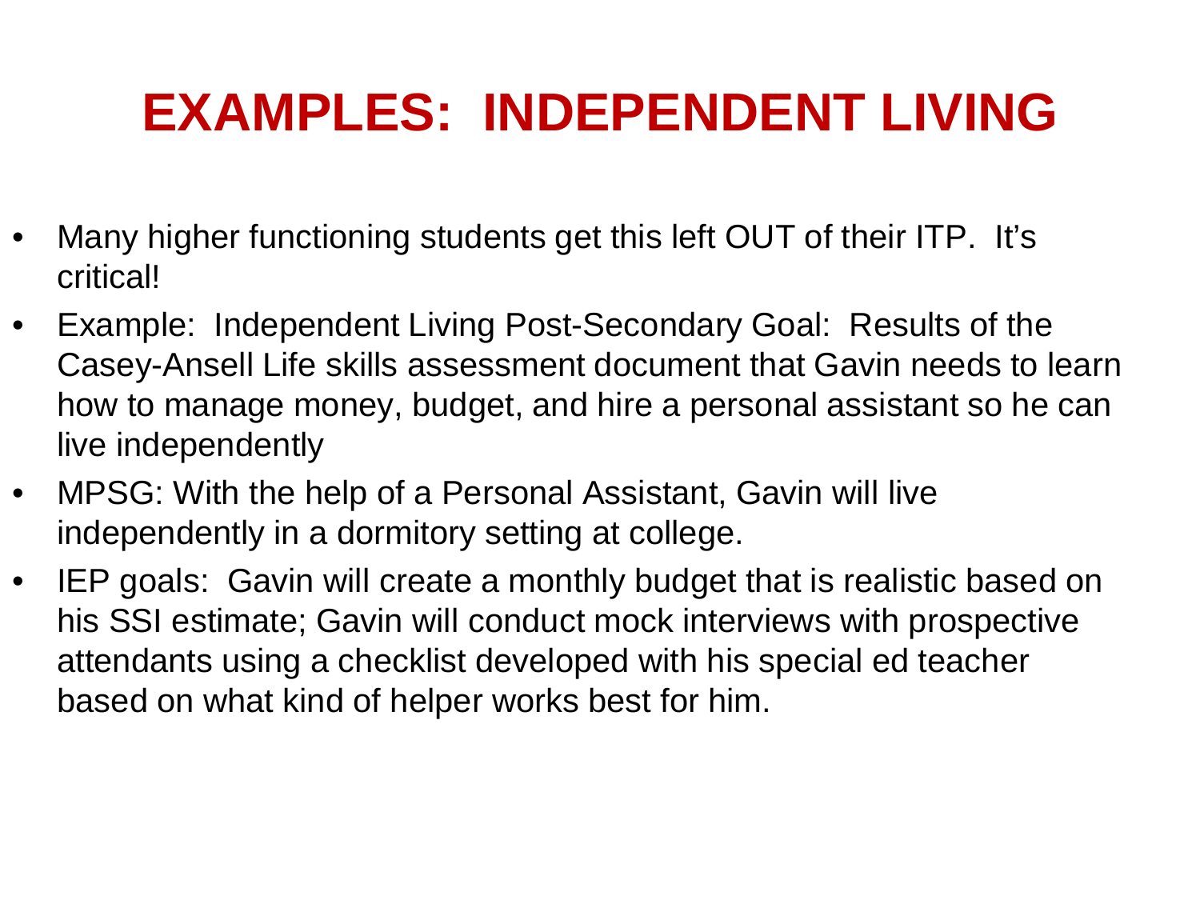# EXAMPLES: INDEPENDENT LIVING

- Many higher functioning students get this left OUT of their ITP. It's critical!
- Example: Independent Living Post-Secondary Goal: Results of the Casey-Ansell Life skills assessment document that Gavin needs to learn how to manage money, budget, and hire a personal assistant so he can live independently
- MPSG: With the help of a Personal Assistant, Gavin will live independently in a dormitory setting at college.
- IEP goals: Gavin will create a monthly budget that is realistic based on his SSI estimate; Gavin will conduct mock interviews with prospective attendants using a checklist developed with his special ed teacher based on what kind of helper works best for him.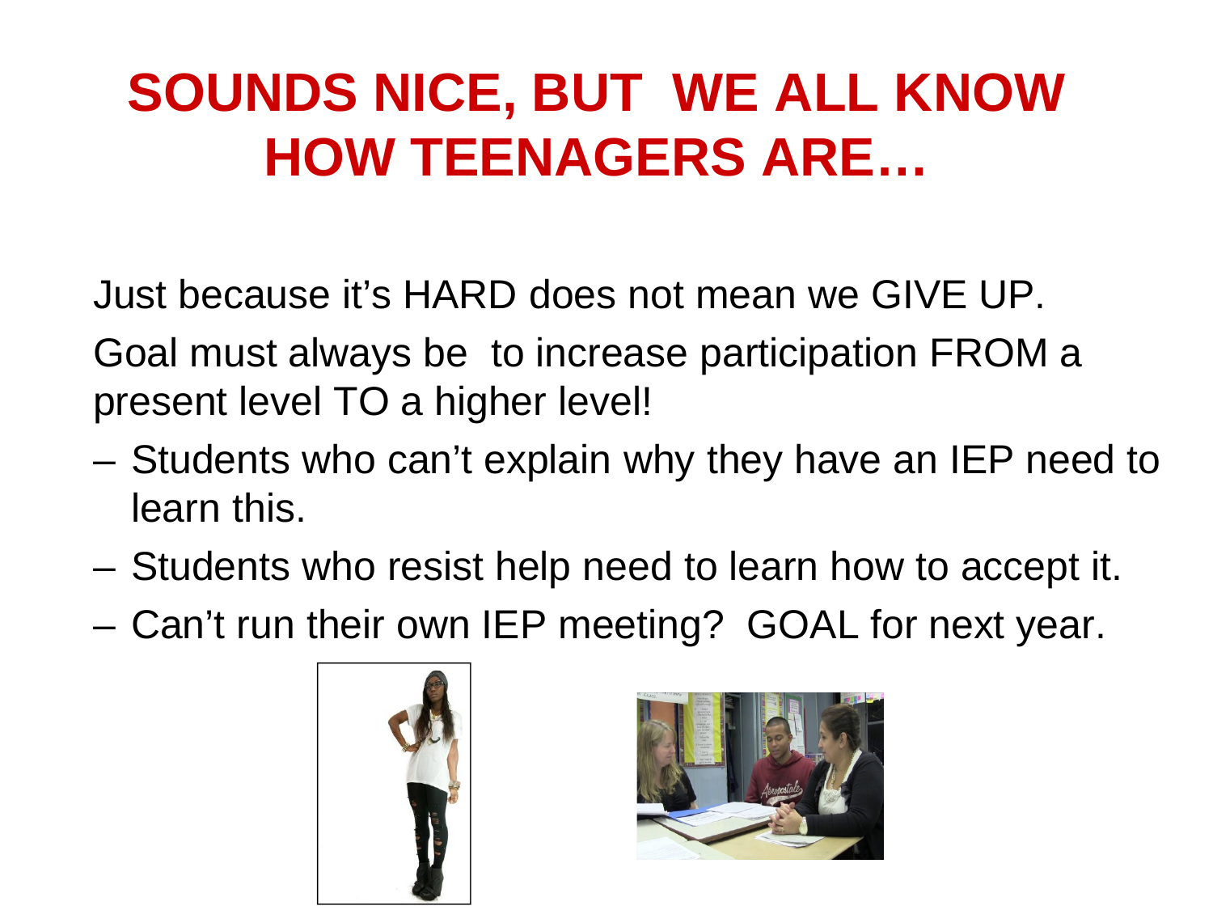# SOUNDS NICE, BUT WE ALL KNOW HOW TEENAGERS ARE…

Just because it's HARD does not mean we GIVE UP.

Goal must always be to increase participation FROM a present level TO a higher level!

- Students who can't explain why they have an IEP need to learn this.
- Students who resist help need to learn how to accept it.
- Can't run their own IEP meeting? GOAL for next year.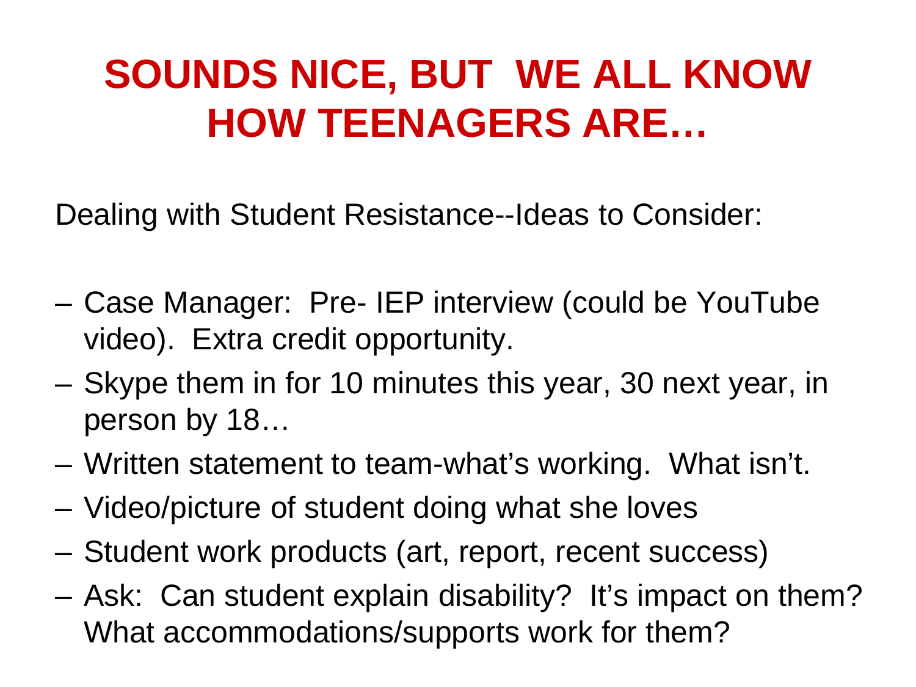# SOUNDS NICE, BUT WE ALL KNOW HOW TEENAGERS ARE…

Dealing with Student Resistance--Ideas to Consider:

- Case Manager: Pre- IEP interview (could be YouTube video). Extra credit opportunity.
- Skype them in for 10 minutes this year, 30 next year, in person by 18…
- Written statement to team-what's working. What isn't.
- Video/picture of student doing what she loves
- Student work products (art, report, recent success)
- Ask: Can student explain disability? It's impact on them? What accommodations/supports work for them?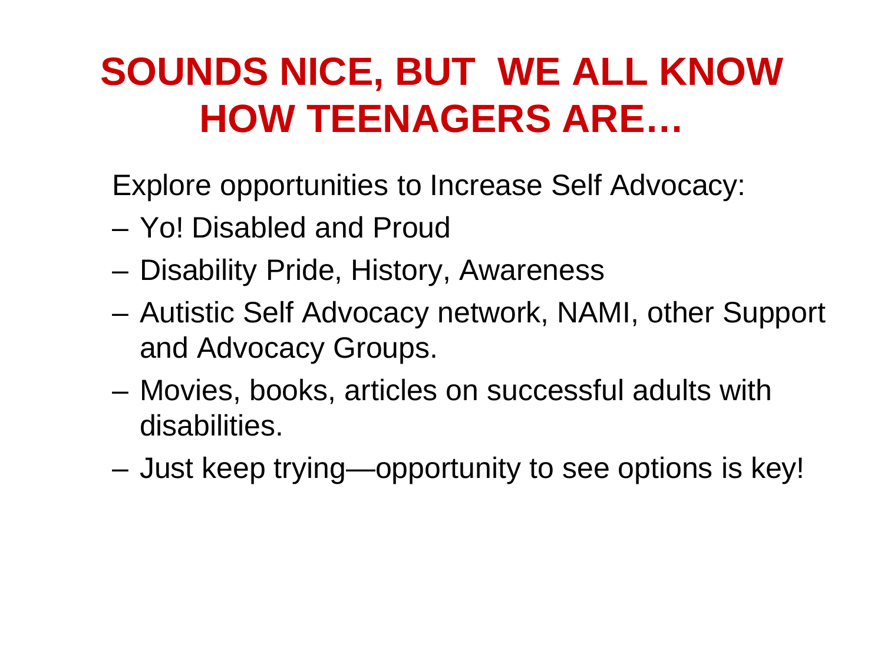# SOUNDS NICE, BUT WE ALL KNOW HOW TEENAGERS ARE…

Explore opportunities to Increase Self Advocacy:

- Yo! Disabled and Proud
- Disability Pride, History, Awareness
- Autistic Self Advocacy network, NAMI, other Support and Advocacy Groups.
- Movies, books, articles on successful adults with disabilities.
- Just keep trying—opportunity to see options is key!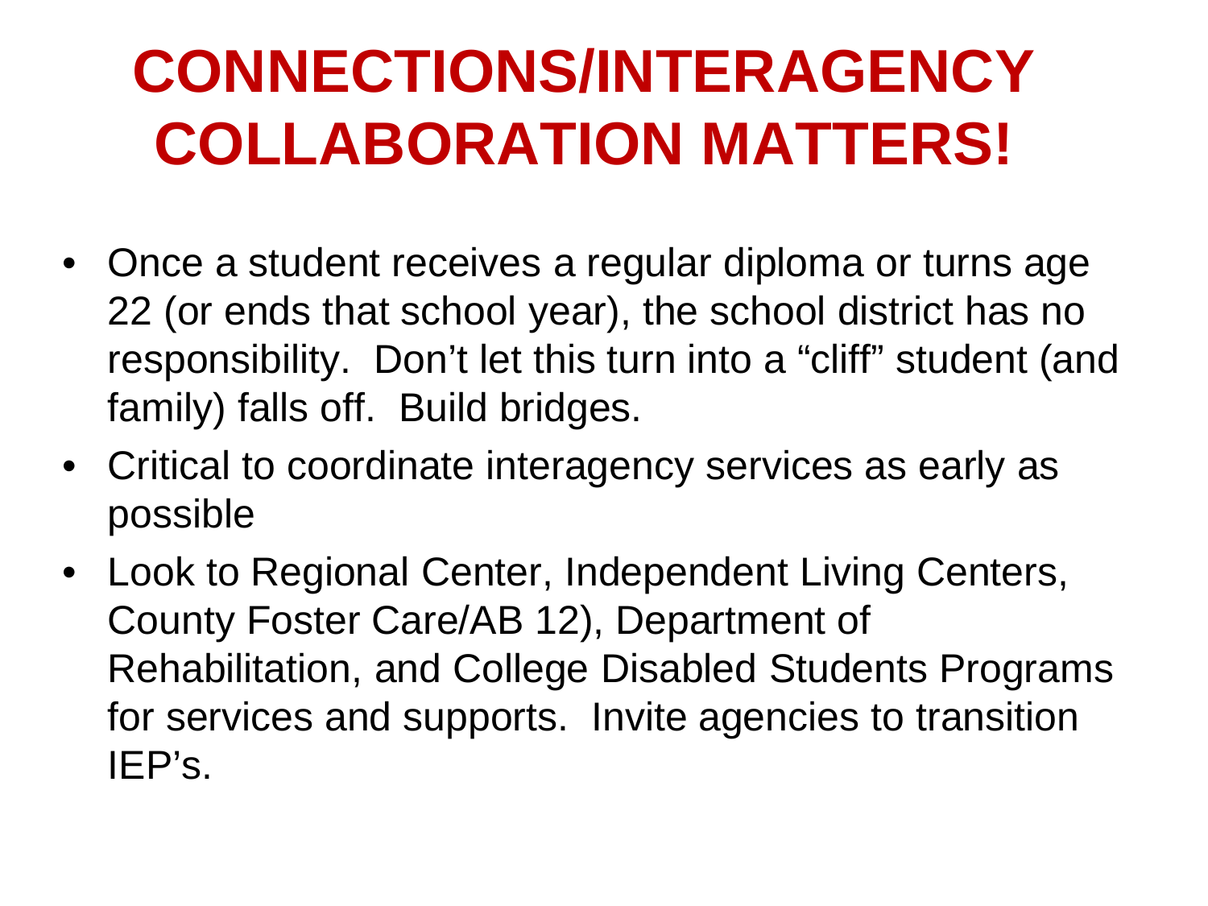# CONNECTIONS/INTERAGENCY COLLABORATION MATTERS!

- Once a student receives a regular diploma or turns age 22 (or ends that school year), the school district has no responsibility. Don't let this turn into a "cliff" student (and family) falls off. Build bridges.
- Critical to coordinate interagency services as early as possible
- Look to Regional Center, Independent Living Centers, County Foster Care/AB 12), Department of Rehabilitation, and College Disabled Students Programs for services and supports. Invite agencies to transition IEP's.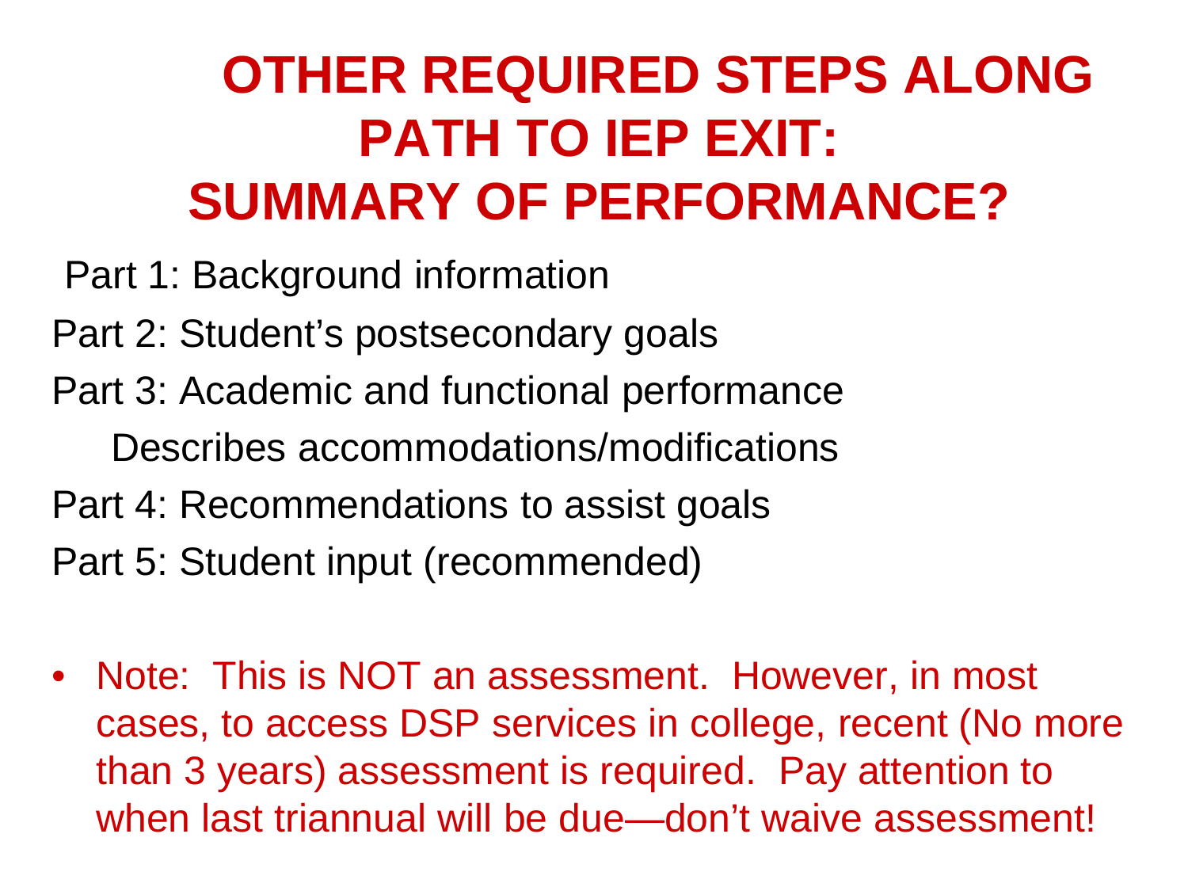# OTHER REQUIRED STEPS ALONG PATH TO IEP EXIT: SUMMARY OF PERFORMANCE?

Part 1: Background information

Part 2: Student's postsecondary goals

Part 3: Academic and functional performance

Describes accommodations/modifications

Part 4: Recommendations to assist goals

Part 5: Student input (recommended)

- Note: This is NOT an assessment. However, in most cases, to access DSP services in college, recent (No more than 3 years) assessment is required. Pay attention to when last triannual will be due—don't waive assessment!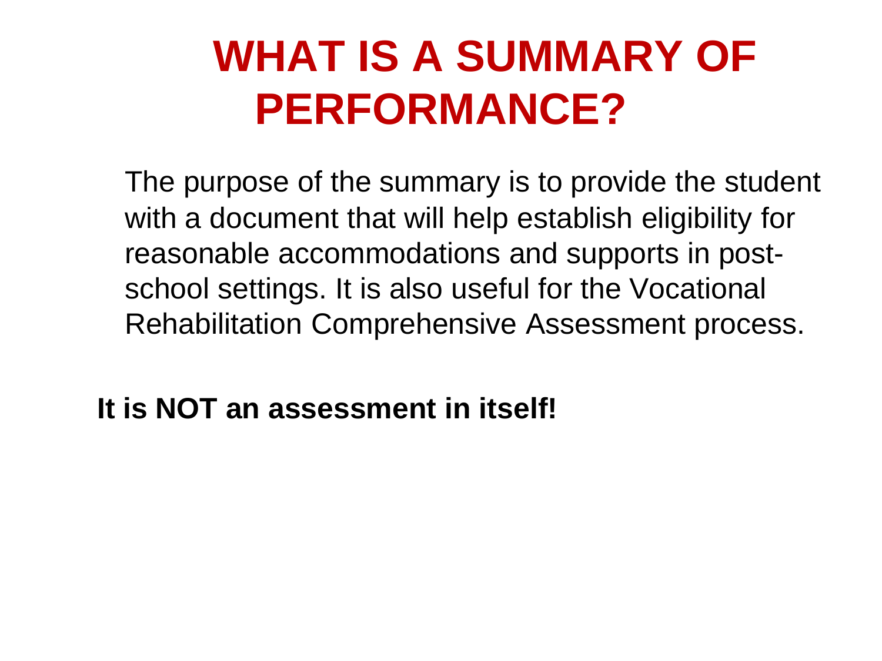# WHAT IS A SUMMARY OF PERFORMANCE?

The purpose of the summary is to provide the student with a document that will help establish eligibility for reasonable accommodations and supports in post-school settings. It is also useful for the Vocational Rehabilitation Comprehensive Assessment process.

**It is NOT an assessment in itself!**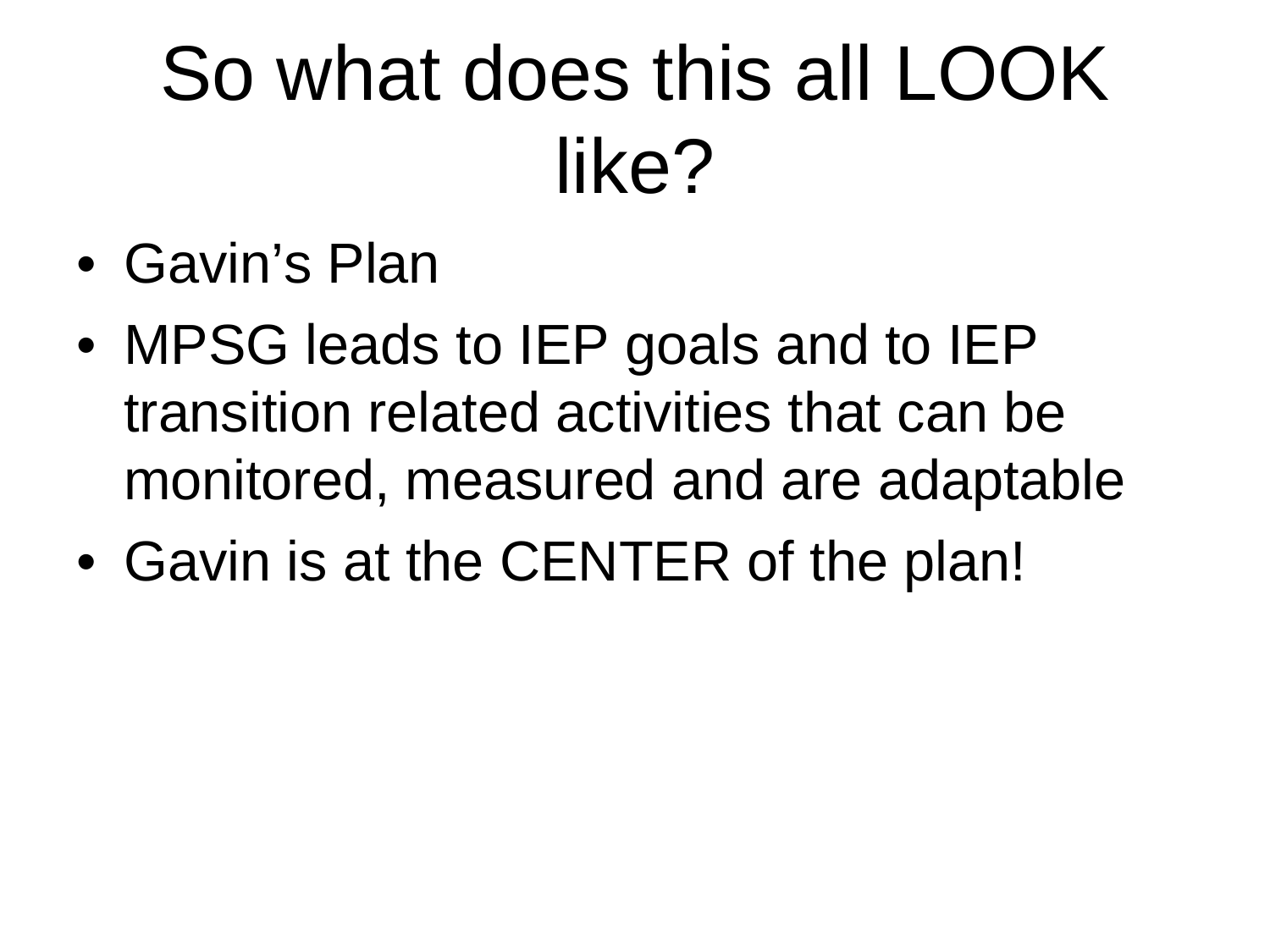# So what does this all LOOK like?

- Gavin’s Plan
- MPSG leads to IEP goals and to IEP transition related activities that can be monitored, measured and are adaptable
- Gavin is at the CENTER of the plan!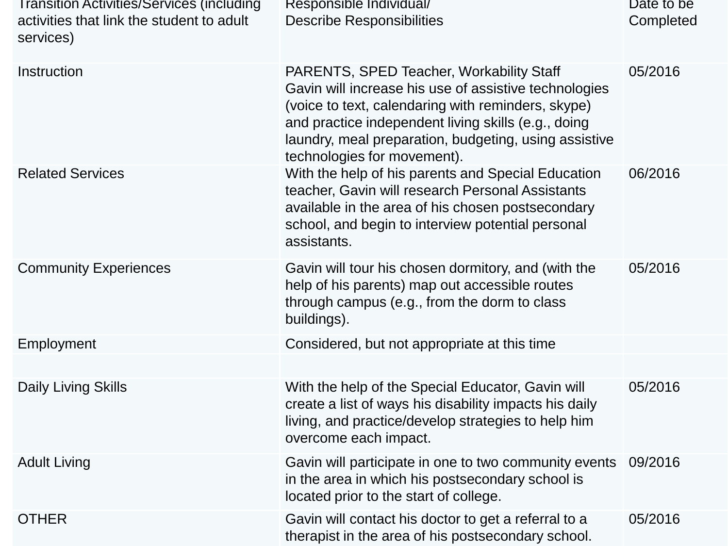| Transition Activities/Services (including activities that link the student to adult services) | Responsible Individual/ Describe Responsibilities | Date to be Completed |
|---|---|---|
| Instruction | PARENTS, SPED Teacher, Workability Staff Gavin will increase his use of assistive technologies (voice to text, calendaring with reminders, skype) and practice independent living skills (e.g., doing laundry, meal preparation, budgeting, using assistive technologies for movement). | 05/2016 |
| Related Services | With the help of his parents and Special Education teacher, Gavin will research Personal Assistants available in the area of his chosen postsecondary school, and begin to interview potential personal assistants. | 06/2016 |
| Community Experiences | Gavin will tour his chosen dormitory, and (with the help of his parents) map out accessible routes through campus (e.g., from the dorm to class buildings). | 05/2016 |
| Employment | Considered, but not appropriate at this time | |
| | | |
| Daily Living Skills | With the help of the Special Educator, Gavin will create a list of ways his disability impacts his daily living, and practice/develop strategies to help him overcome each impact. | 05/2016 |
| Adult Living | Gavin will participate in one to two community events in the area in which his postsecondary school is located prior to the start of college. | 09/2016 |
| OTHER | Gavin will contact his doctor to get a referral to a therapist in the area of his postsecondary school. | 05/2016 |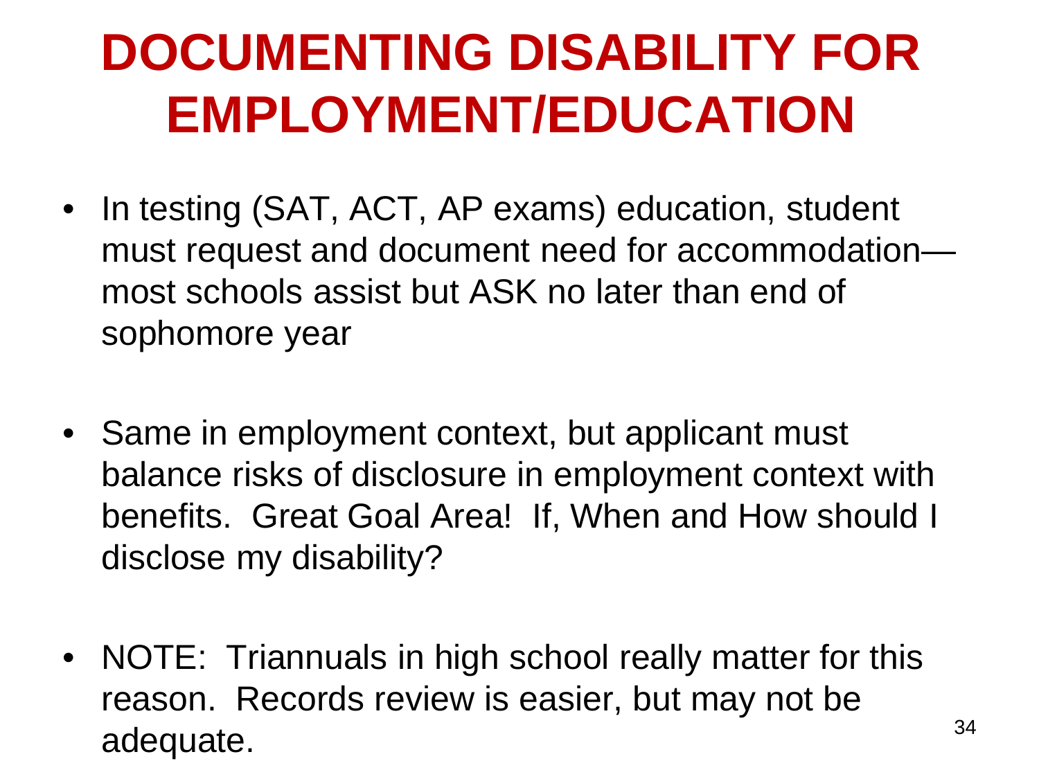# DOCUMENTING DISABILITY FOR EMPLOYMENT/EDUCATION

- In testing (SAT, ACT, AP exams) education, student must request and document need for accommodation—most schools assist but ASK no later than end of sophomore year

- Same in employment context, but applicant must balance risks of disclosure in employment context with benefits. Great Goal Area! If, When and How should I disclose my disability?

- NOTE: Triannuals in high school really matter for this reason. Records review is easier, but may not be adequate.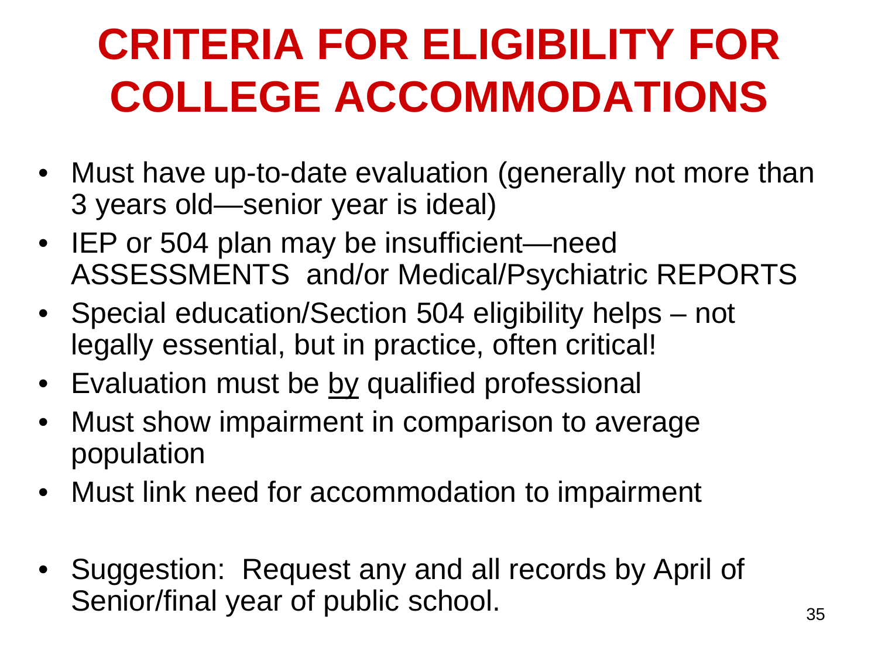# CRITERIA FOR ELIGIBILITY FOR COLLEGE ACCOMMODATIONS

- Must have up-to-date evaluation (generally not more than 3 years old—senior year is ideal)
- IEP or 504 plan may be insufficient—need ASSESSMENTS and/or Medical/Psychiatric REPORTS
- Special education/Section 504 eligibility helps – not legally essential, but in practice, often critical!
- Evaluation must be <u>by</u> qualified professional
- Must show impairment in comparison to average population
- Must link need for accommodation to impairment

- Suggestion: Request any and all records by April of Senior/final year of public school.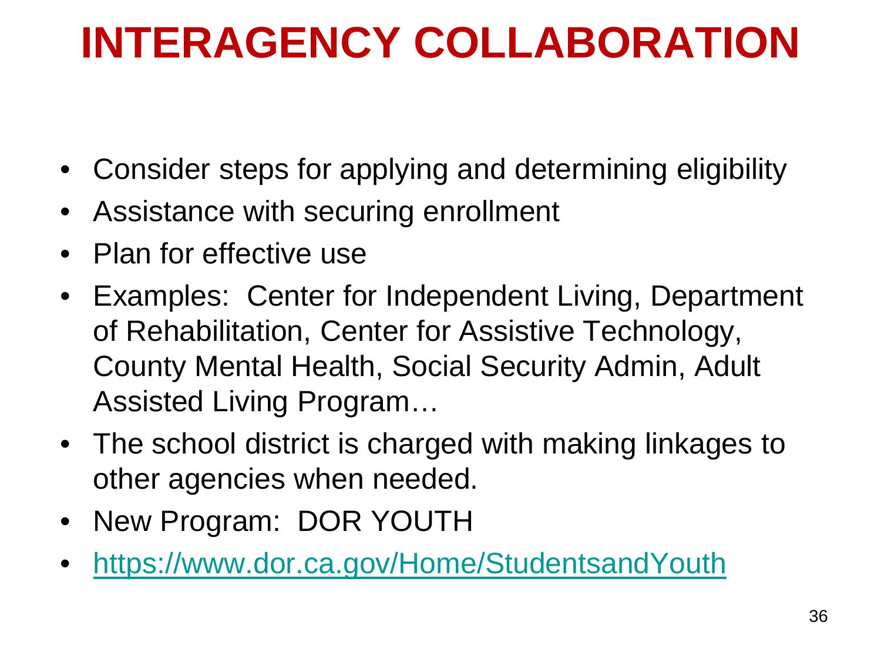# INTERAGENCY COLLABORATION

- Consider steps for applying and determining eligibility
- Assistance with securing enrollment
- Plan for effective use
- Examples: Center for Independent Living, Department of Rehabilitation, Center for Assistive Technology, County Mental Health, Social Security Admin, Adult Assisted Living Program…
- The school district is charged with making linkages to other agencies when needed.
- New Program: DOR YOUTH
- https://www.dor.ca.gov/Home/StudentsandYouth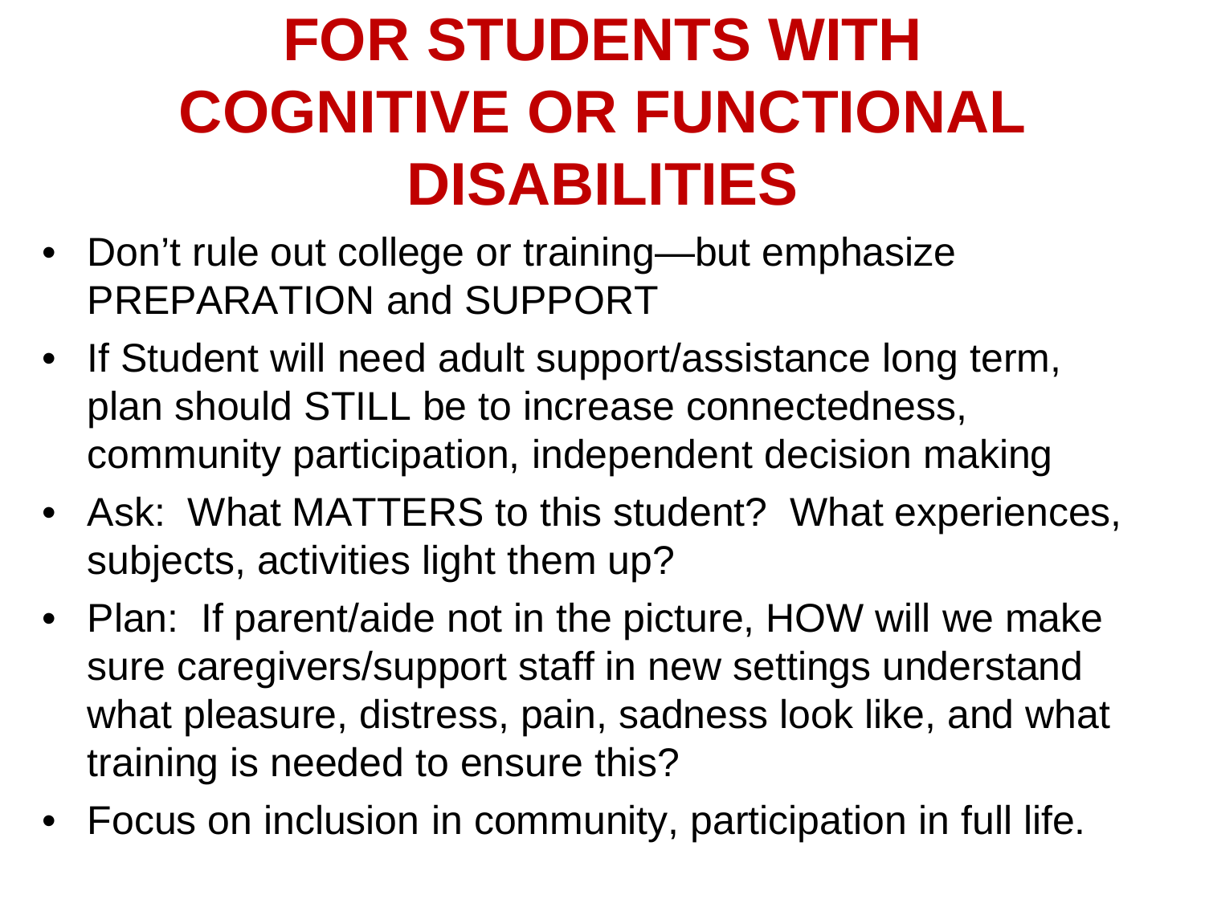# FOR STUDENTS WITH COGNITIVE OR FUNCTIONAL DISABILITIES

- Don't rule out college or training—but emphasize PREPARATION and SUPPORT
- If Student will need adult support/assistance long term, plan should STILL be to increase connectedness, community participation, independent decision making
- Ask: What MATTERS to this student? What experiences, subjects, activities light them up?
- Plan: If parent/aide not in the picture, HOW will we make sure caregivers/support staff in new settings understand what pleasure, distress, pain, sadness look like, and what training is needed to ensure this?
- Focus on inclusion in community, participation in full life.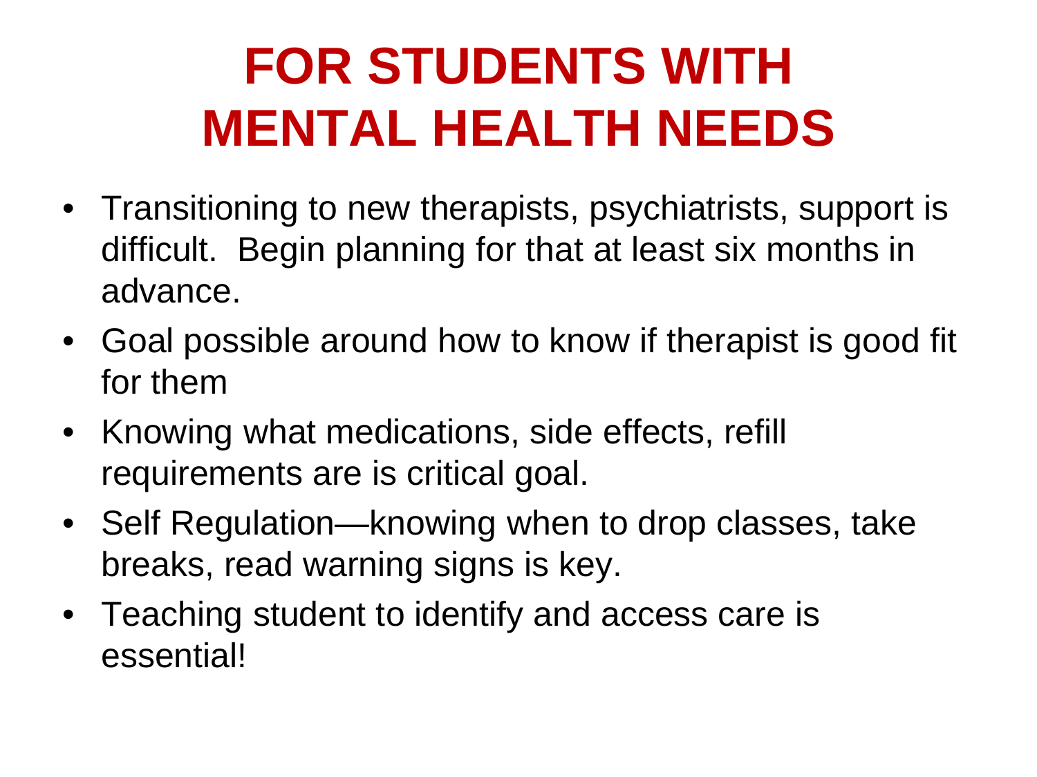# FOR STUDENTS WITH MENTAL HEALTH NEEDS

- Transitioning to new therapists, psychiatrists, support is difficult. Begin planning for that at least six months in advance.
- Goal possible around how to know if therapist is good fit for them
- Knowing what medications, side effects, refill requirements are is critical goal.
- Self Regulation—knowing when to drop classes, take breaks, read warning signs is key.
- Teaching student to identify and access care is essential!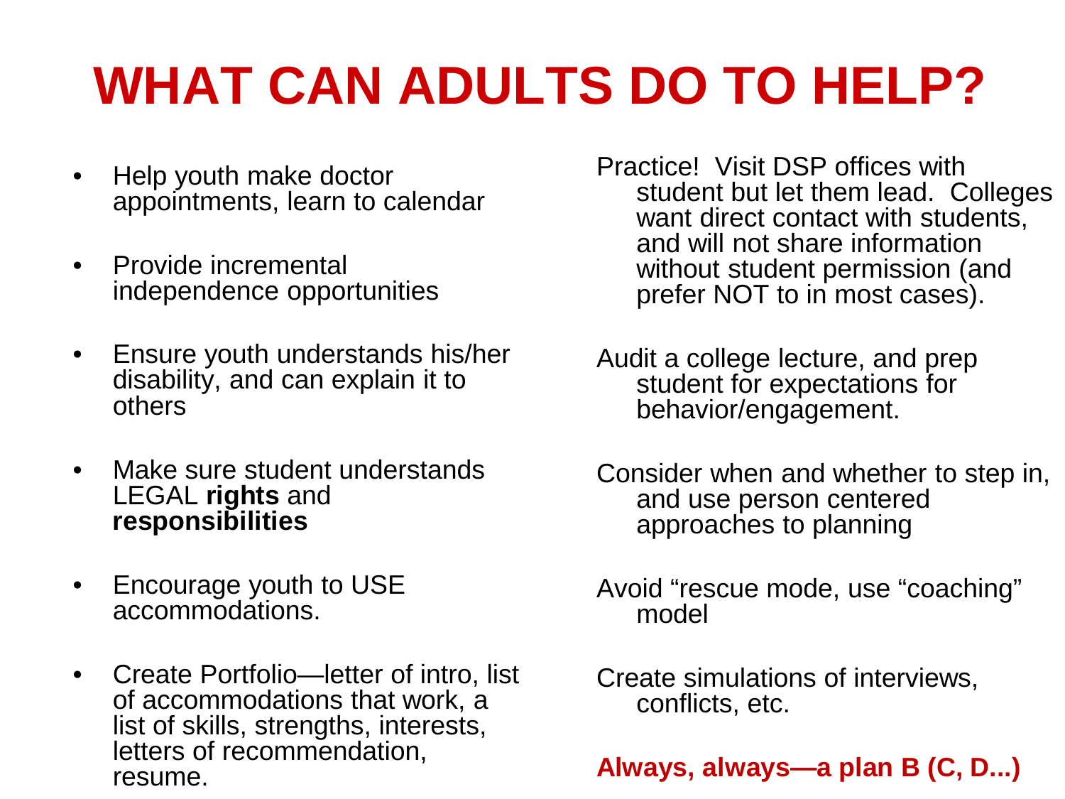# WHAT CAN ADULTS DO TO HELP?

- Help youth make doctor appointments, learn to calendar
- Provide incremental independence opportunities
- Ensure youth understands his/her disability, and can explain it to others
- Make sure student understands LEGAL **rights** and **responsibilities**
- Encourage youth to USE accommodations.
- Create Portfolio—letter of intro, list of accommodations that work, a list of skills, strengths, interests, letters of recommendation, resume.

Practice! Visit DSP offices with student but let them lead. Colleges want direct contact with students, and will not share information without student permission (and prefer NOT to in most cases).

Audit a college lecture, and prep student for expectations for behavior/engagement.

Consider when and whether to step in, and use person centered approaches to planning

Avoid "rescue mode, use "coaching" model

Create simulations of interviews, conflicts, etc.

**Always, always—a plan B (C, D...)**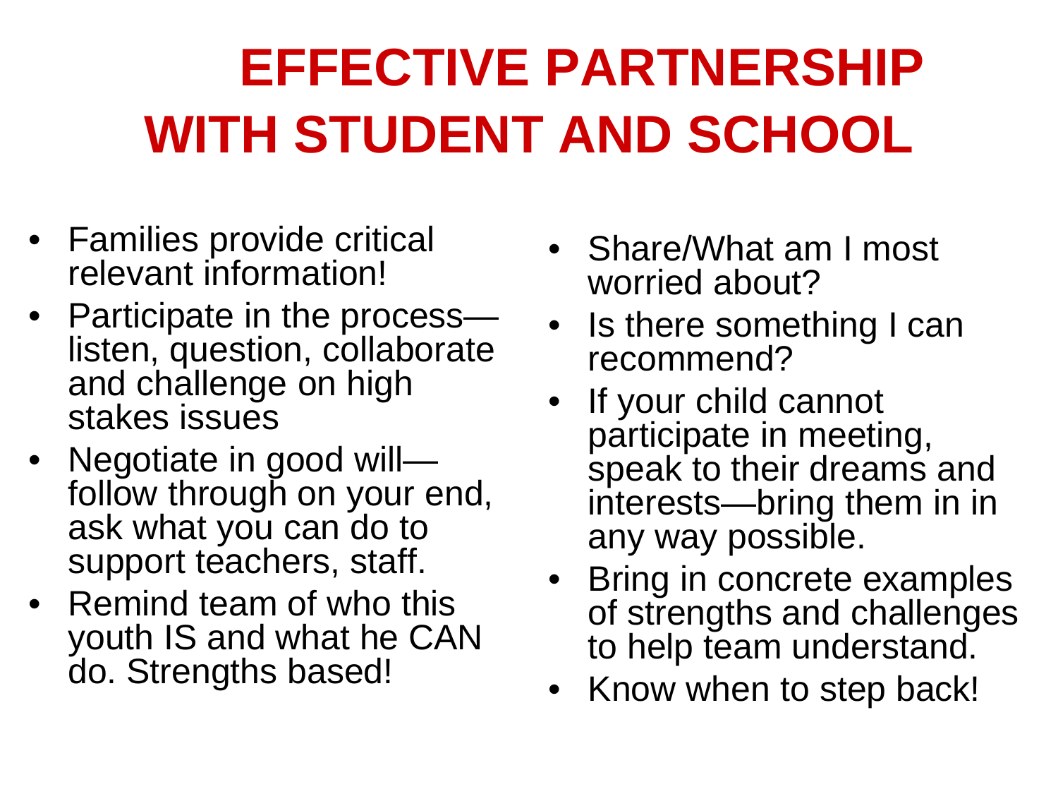# EFFECTIVE PARTNERSHIP WITH STUDENT AND SCHOOL

- Families provide critical relevant information!
- Participate in the process—listen, question, collaborate and challenge on high stakes issues
- Negotiate in good will—follow through on your end, ask what you can do to support teachers, staff.
- Remind team of who this youth IS and what he CAN do. Strengths based!
- Share/What am I most worried about?
- Is there something I can recommend?
- If your child cannot participate in meeting, speak to their dreams and interests—bring them in in any way possible.
- Bring in concrete examples of strengths and challenges to help team understand.
- Know when to step back!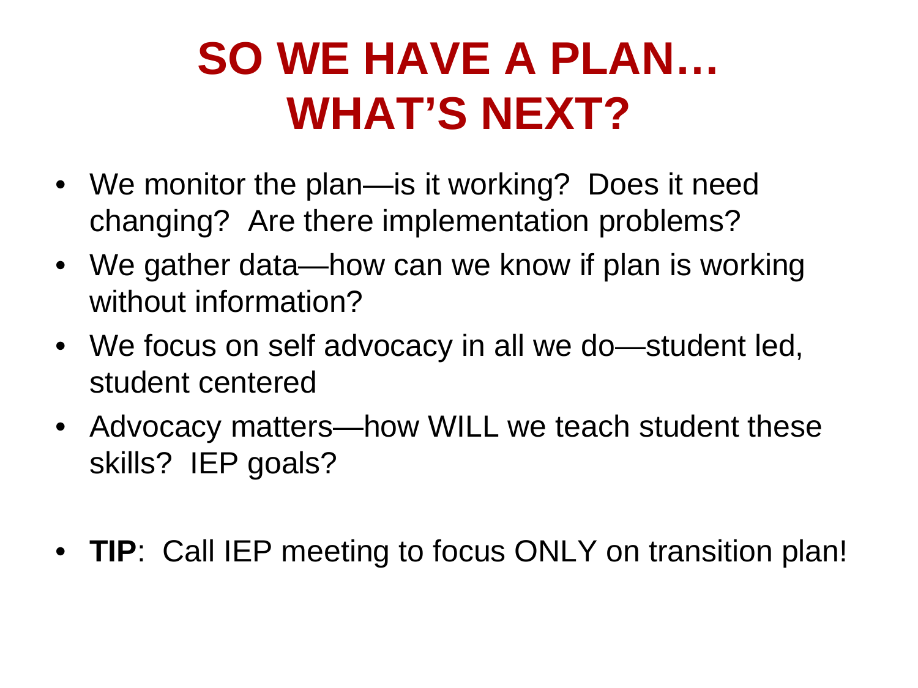# SO WE HAVE A PLAN… WHAT'S NEXT?

- We monitor the plan—is it working? Does it need changing? Are there implementation problems?
- We gather data—how can we know if plan is working without information?
- We focus on self advocacy in all we do—student led, student centered
- Advocacy matters—how WILL we teach student these skills? IEP goals?

- **TIP**: Call IEP meeting to focus ONLY on transition plan!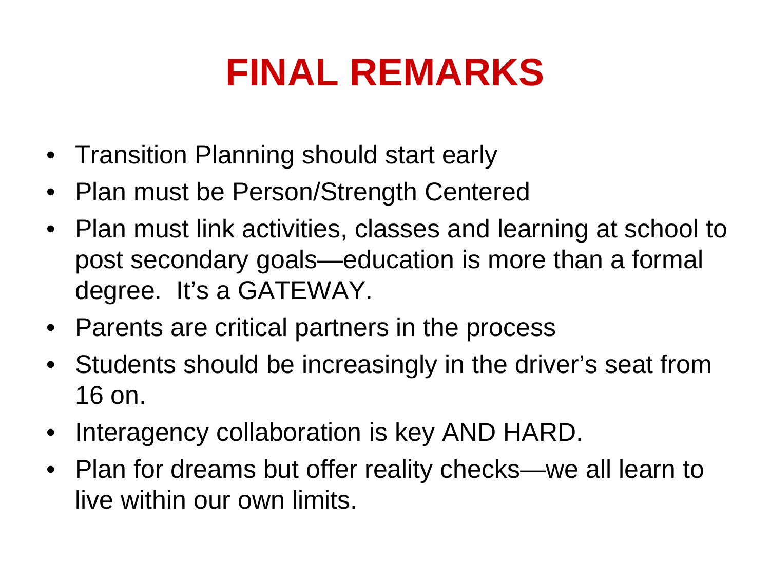# FINAL REMARKS

- Transition Planning should start early
- Plan must be Person/Strength Centered
- Plan must link activities, classes and learning at school to post secondary goals—education is more than a formal degree. It's a GATEWAY.
- Parents are critical partners in the process
- Students should be increasingly in the driver's seat from 16 on.
- Interagency collaboration is key AND HARD.
- Plan for dreams but offer reality checks—we all learn to live within our own limits.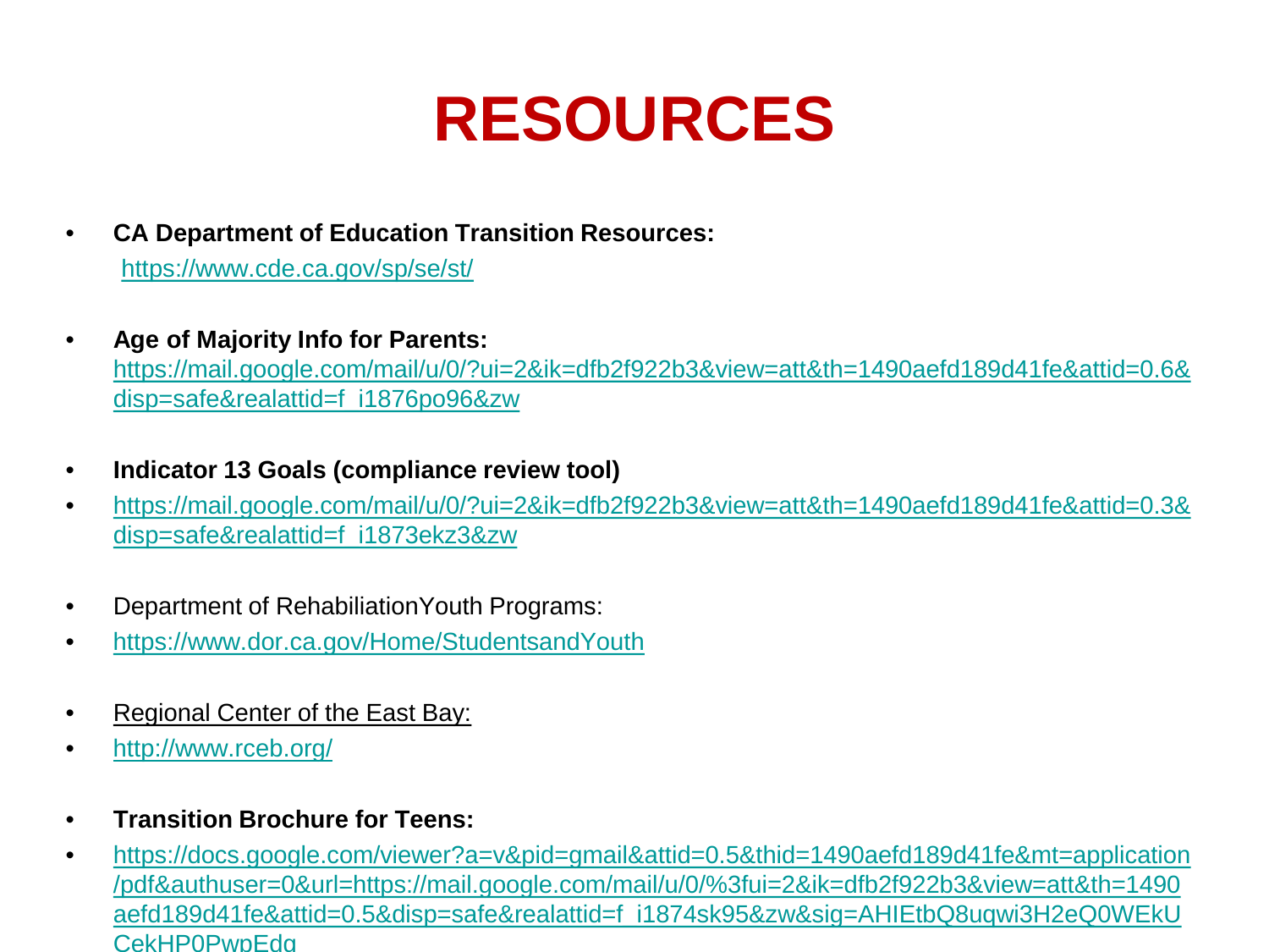# RESOURCES

- **CA Department of Education Transition Resources:**
  https://www.cde.ca.gov/sp/se/st/
- **Age of Majority Info for Parents:**
  https://mail.google.com/mail/u/0/?ui=2&ik=dfb2f922b3&view=att&th=1490aefd189d41fe&attid=0.6&disp=safe&realattid=f_i1876po96&zw
- **Indicator 13 Goals (compliance review tool)**
- https://mail.google.com/mail/u/0/?ui=2&ik=dfb2f922b3&view=att&th=1490aefd189d41fe&attid=0.3&disp=safe&realattid=f_i1873ekz3&zw
- Department of RehabiliationYouth Programs:
- https://www.dor.ca.gov/Home/StudentsandYouth
- Regional Center of the East Bay:
- http://www.rceb.org/
- **Transition Brochure for Teens:**
- https://docs.google.com/viewer?a=v&pid=gmail&attid=0.5&thid=1490aefd189d41fe&mt=application/pdf&authuser=0&url=https://mail.google.com/mail/u/0/%3fui=2&ik=dfb2f922b3&view=att&th=1490aefd189d41fe&attid=0.5&disp=safe&realattid=f_i1874sk95&zw&sig=AHIEtbQ8uqwi3H2eQ0WEkUCekHP0PwpEdg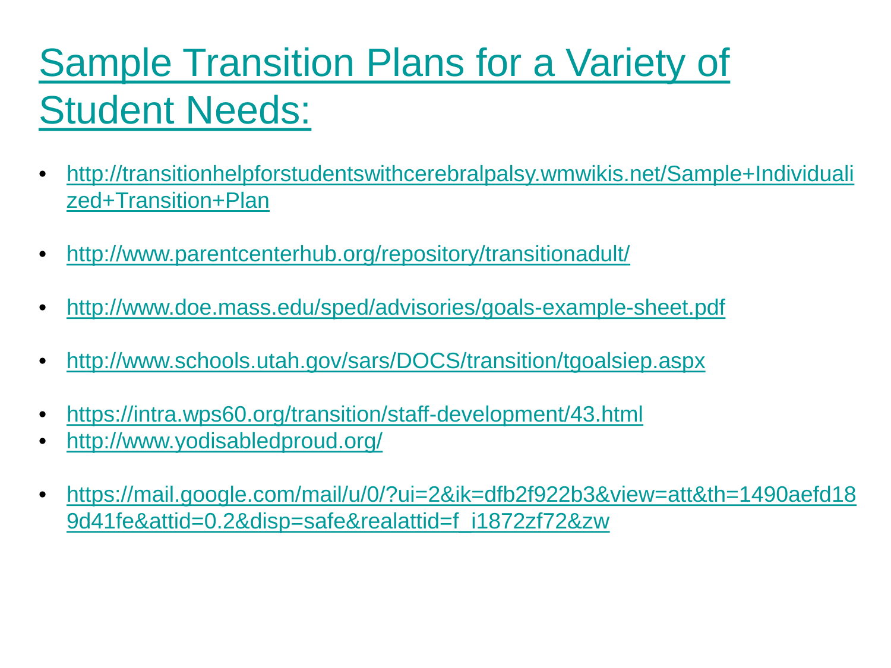# Sample Transition Plans for a Variety of Student Needs:

- http://transitionhelpforstudentswithcerebralpalsy.wmwikis.net/Sample+Individualized+Transition+Plan

- http://www.parentcenterhub.org/repository/transitionadult/

- http://www.doe.mass.edu/sped/advisories/goals-example-sheet.pdf

- http://www.schools.utah.gov/sars/DOCS/transition/tgoalsiep.aspx

- https://intra.wps60.org/transition/staff-development/43.html
- http://www.yodisabledproud.org/

- https://mail.google.com/mail/u/0/?ui=2&ik=dfb2f922b3&view=att&th=1490aefd189d41fe&attid=0.2&disp=safe&realattid=f_i1872zf72&zw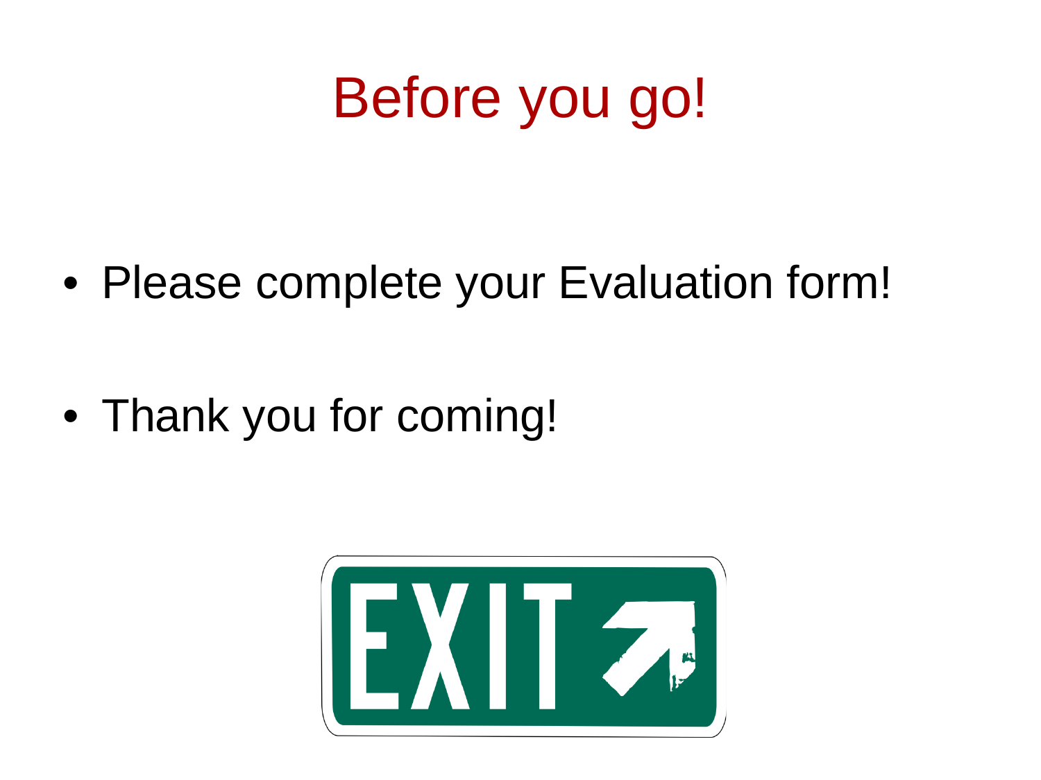# Before you go!

- Please complete your Evaluation form!
- Thank you for coming!